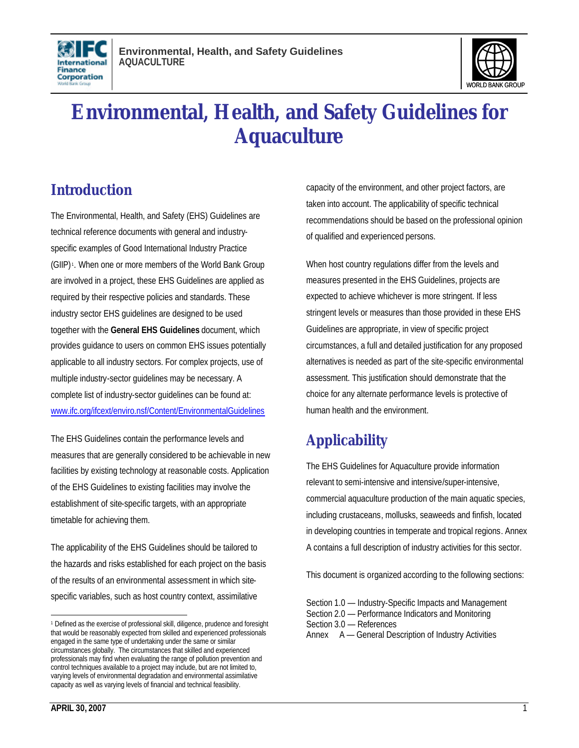# Environmental, Health, and Safety Guidelines for Aquaculture

## Introduction

The Environmental, Health, and Safety (EHS) Guidelines are technical reference documents with general and industry-specific examples of Good International Industry Practice (GIIP)[1]. When one or more members of the World Bank Group are involved in a project, these EHS Guidelines are applied as required by their respective policies and standards. These industry sector EHS guidelines are designed to be used together with the **General EHS Guidelines** document, which provides guidance to users on common EHS issues potentially applicable to all industry sectors. For complex projects, use of multiple industry-sector guidelines may be necessary. A complete list of industry-sector guidelines can be found at: www.ifc.org/ifcext/enviro.nsf/Content/EnvironmentalGuidelines

The EHS Guidelines contain the performance levels and measures that are generally considered to be achievable in new facilities by existing technology at reasonable costs. Application of the EHS Guidelines to existing facilities may involve the establishment of site-specific targets, with an appropriate timetable for achieving them.

The applicability of the EHS Guidelines should be tailored to the hazards and risks established for each project on the basis of the results of an environmental assessment in which site-specific variables, such as host country context, assimilative capacity of the environment, and other project factors, are taken into account. The applicability of specific technical recommendations should be based on the professional opinion of qualified and experienced persons.

When host country regulations differ from the levels and measures presented in the EHS Guidelines, projects are expected to achieve whichever is more stringent. If less stringent levels or measures than those provided in these EHS Guidelines are appropriate, in view of specific project circumstances, a full and detailed justification for any proposed alternatives is needed as part of the site-specific environmental assessment. This justification should demonstrate that the choice for any alternate performance levels is protective of human health and the environment.

## Applicability

The EHS Guidelines for Aquaculture provide information relevant to semi-intensive and intensive/super-intensive, commercial aquaculture production of the main aquatic species, including crustaceans, mollusks, seaweeds and finfish, located in developing countries in temperate and tropical regions. Annex A contains a full description of industry activities for this sector.

This document is organized according to the following sections:

Section 1.0 — Industry-Specific Impacts and Management
Section 2.0 — Performance Indicators and Monitoring
Section 3.0 — References
Annex A — General Description of Industry Activities

[1] Defined as the exercise of professional skill, diligence, prudence and foresight that would be reasonably expected from skilled and experienced professionals engaged in the same type of undertaking under the same or similar circumstances globally. The circumstances that skilled and experienced professionals may find when evaluating the range of pollution prevention and control techniques available to a project may include, but are not limited to, varying levels of environmental degradation and environmental assimilative capacity as well as varying levels of financial and technical feasibility.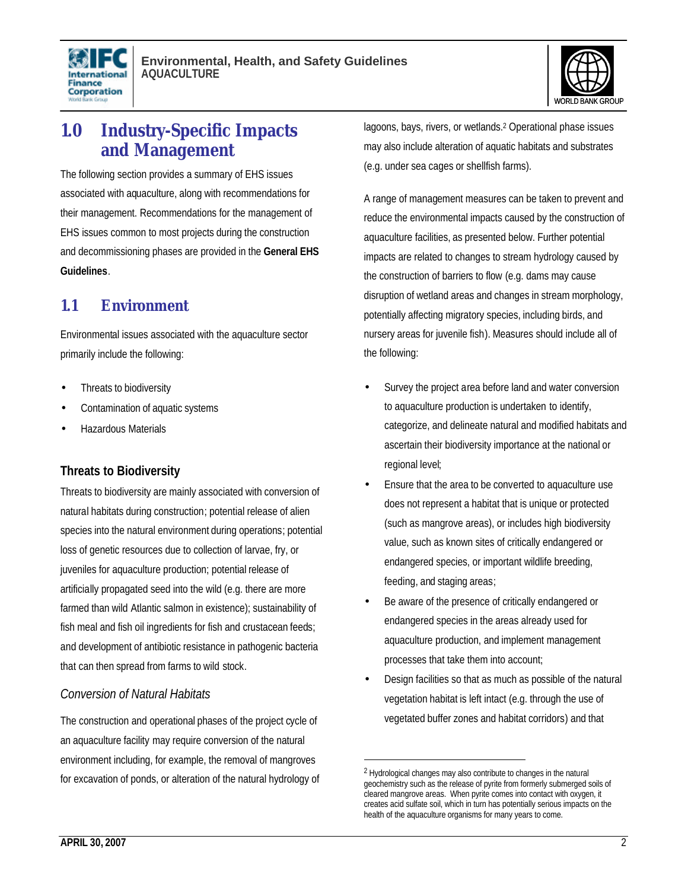# 1.0 Industry-Specific Impacts and Management

The following section provides a summary of EHS issues associated with aquaculture, along with recommendations for their management. Recommendations for the management of EHS issues common to most projects during the construction and decommissioning phases are provided in the **General EHS Guidelines**.

## 1.1 Environment

Environmental issues associated with the aquaculture sector primarily include the following:

- Threats to biodiversity
- Contamination of aquatic systems
- Hazardous Materials

### Threats to Biodiversity

Threats to biodiversity are mainly associated with conversion of natural habitats during construction; potential release of alien species into the natural environment during operations; potential loss of genetic resources due to collection of larvae, fry, or juveniles for aquaculture production; potential release of artificially propagated seed into the wild (e.g. there are more farmed than wild Atlantic salmon in existence); sustainability of fish meal and fish oil ingredients for fish and crustacean feeds; and development of antibiotic resistance in pathogenic bacteria that can then spread from farms to wild stock.

#### *Conversion of Natural Habitats*

The construction and operational phases of the project cycle of an aquaculture facility may require conversion of the natural environment including, for example, the removal of mangroves for excavation of ponds, or alteration of the natural hydrology of lagoons, bays, rivers, or wetlands.[2] Operational phase issues may also include alteration of aquatic habitats and substrates (e.g. under sea cages or shellfish farms).

A range of management measures can be taken to prevent and reduce the environmental impacts caused by the construction of aquaculture facilities, as presented below. Further potential impacts are related to changes to stream hydrology caused by the construction of barriers to flow (e.g. dams may cause disruption of wetland areas and changes in stream morphology, potentially affecting migratory species, including birds, and nursery areas for juvenile fish). Measures should include all of the following:

- Survey the project area before land and water conversion to aquaculture production is undertaken to identify, categorize, and delineate natural and modified habitats and ascertain their biodiversity importance at the national or regional level;
- Ensure that the area to be converted to aquaculture use does not represent a habitat that is unique or protected (such as mangrove areas), or includes high biodiversity value, such as known sites of critically endangered or endangered species, or important wildlife breeding, feeding, and staging areas;
- Be aware of the presence of critically endangered or endangered species in the areas already used for aquaculture production, and implement management processes that take them into account;
- Design facilities so that as much as possible of the natural vegetation habitat is left intact (e.g. through the use of vegetated buffer zones and habitat corridors) and that

[2] Hydrological changes may also contribute to changes in the natural geochemistry such as the release of pyrite from formerly submerged soils of cleared mangrove areas. When pyrite comes into contact with oxygen, it creates acid sulfate soil, which in turn has potentially serious impacts on the health of the aquaculture organisms for many years to come.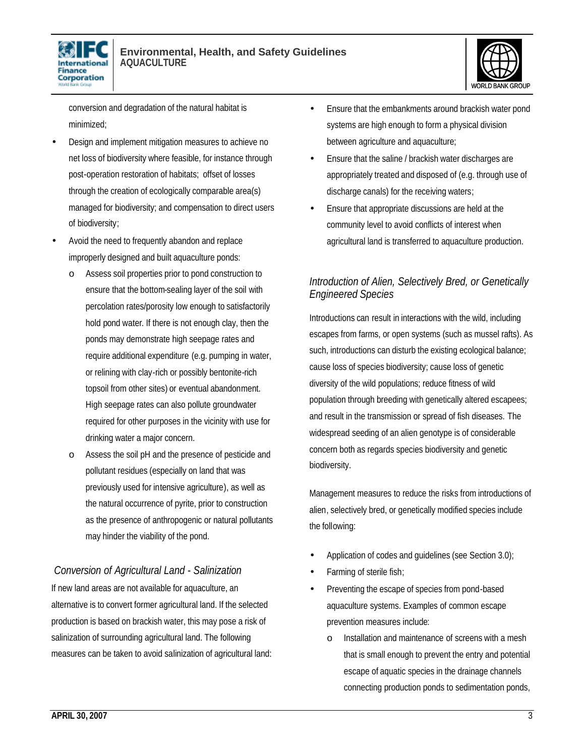conversion and degradation of the natural habitat is minimized;

- Design and implement mitigation measures to achieve no net loss of biodiversity where feasible, for instance through post-operation restoration of habitats; offset of losses through the creation of ecologically comparable area(s) managed for biodiversity; and compensation to direct users of biodiversity;
- Avoid the need to frequently abandon and replace improperly designed and built aquaculture ponds:
    - Assess soil properties prior to pond construction to ensure that the bottom-sealing layer of the soil with percolation rates/porosity low enough to satisfactorily hold pond water. If there is not enough clay, then the ponds may demonstrate high seepage rates and require additional expenditure (e.g. pumping in water, or relining with clay-rich or possibly bentonite-rich topsoil from other sites) or eventual abandonment. High seepage rates can also pollute groundwater required for other purposes in the vicinity with use for drinking water a major concern.
    - Assess the soil pH and the presence of pesticide and pollutant residues (especially on land that was previously used for intensive agriculture), as well as the natural occurrence of pyrite, prior to construction as the presence of anthropogenic or natural pollutants may hinder the viability of the pond.

### *Conversion of Agricultural Land - Salinization*

If new land areas are not available for aquaculture, an alternative is to convert former agricultural land. If the selected production is based on brackish water, this may pose a risk of salinization of surrounding agricultural land. The following measures can be taken to avoid salinization of agricultural land:

- Ensure that the embankments around brackish water pond systems are high enough to form a physical division between agriculture and aquaculture;
- Ensure that the saline / brackish water discharges are appropriately treated and disposed of (e.g. through use of discharge canals) for the receiving waters;
- Ensure that appropriate discussions are held at the community level to avoid conflicts of interest when agricultural land is transferred to aquaculture production.

### *Introduction of Alien, Selectively Bred, or Genetically Engineered Species*

Introductions can result in interactions with the wild, including escapes from farms, or open systems (such as mussel rafts). As such, introductions can disturb the existing ecological balance; cause loss of species biodiversity; cause loss of genetic diversity of the wild populations; reduce fitness of wild population through breeding with genetically altered escapees; and result in the transmission or spread of fish diseases. The widespread seeding of an alien genotype is of considerable concern both as regards species biodiversity and genetic biodiversity.

Management measures to reduce the risks from introductions of alien, selectively bred, or genetically modified species include the following:

- Application of codes and guidelines (see Section 3.0);
- Farming of sterile fish;
- Preventing the escape of species from pond-based aquaculture systems. Examples of common escape prevention measures include:
    - Installation and maintenance of screens with a mesh that is small enough to prevent the entry and potential escape of aquatic species in the drainage channels connecting production ponds to sedimentation ponds,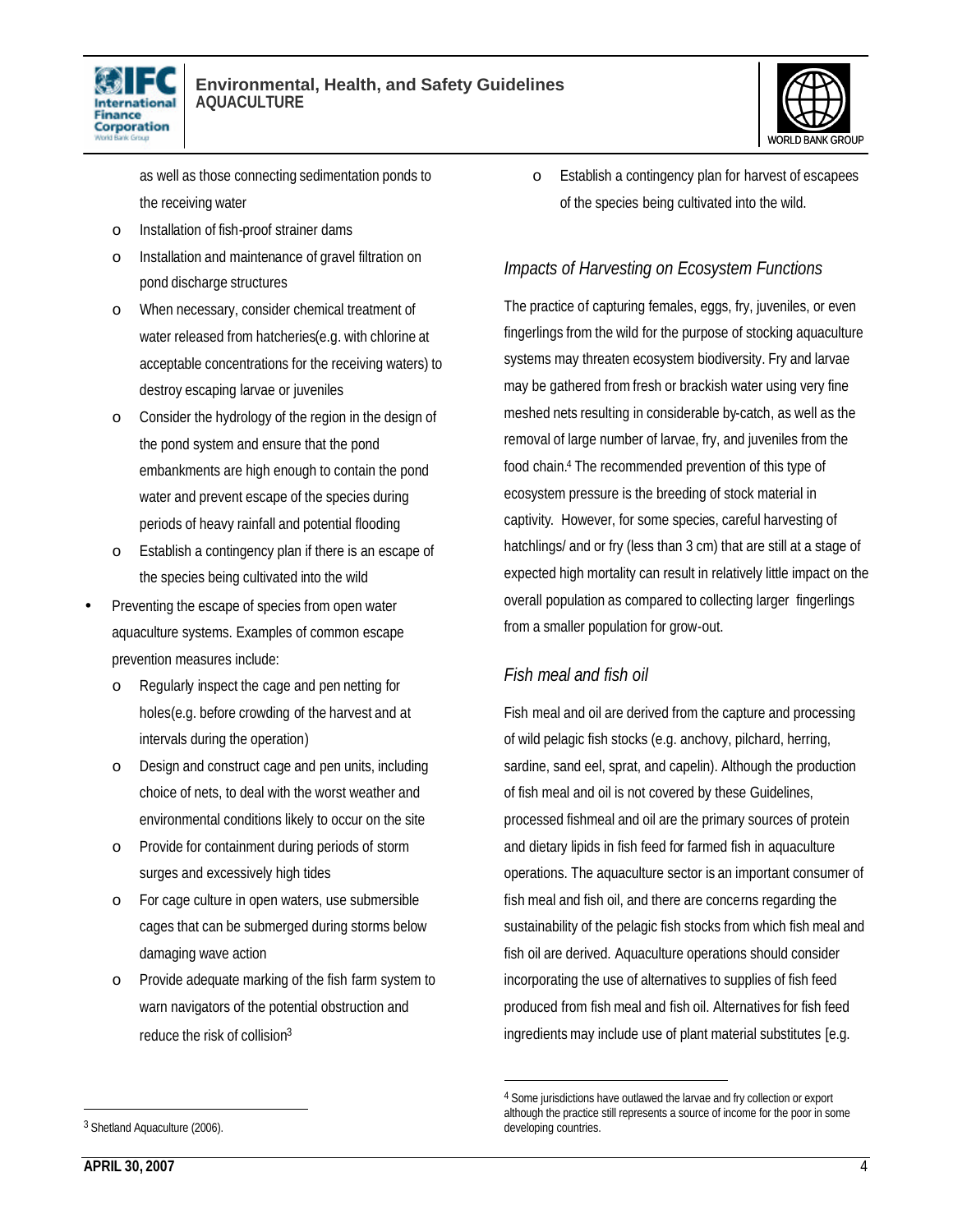as well as those connecting sedimentation ponds to the receiving water

- o Installation of fish-proof strainer dams
- o Installation and maintenance of gravel filtration on pond discharge structures
- o When necessary, consider chemical treatment of water released from hatcheries(e.g. with chlorine at acceptable concentrations for the receiving waters) to destroy escaping larvae or juveniles
- o Consider the hydrology of the region in the design of the pond system and ensure that the pond embankments are high enough to contain the pond water and prevent escape of the species during periods of heavy rainfall and potential flooding
- o Establish a contingency plan if there is an escape of the species being cultivated into the wild

- Preventing the escape of species from open water aquaculture systems. Examples of common escape prevention measures include:
  - o Regularly inspect the cage and pen netting for holes(e.g. before crowding of the harvest and at intervals during the operation)
  - o Design and construct cage and pen units, including choice of nets, to deal with the worst weather and environmental conditions likely to occur on the site
  - o Provide for containment during periods of storm surges and excessively high tides
  - o For cage culture in open waters, use submersible cages that can be submerged during storms below damaging wave action
  - o Provide adequate marking of the fish farm system to warn navigators of the potential obstruction and reduce the risk of collision[3]
  - o Establish a contingency plan for harvest of escapees of the species being cultivated into the wild.

### *Impacts of Harvesting on Ecosystem Functions*

The practice of capturing females, eggs, fry, juveniles, or even fingerlings from the wild for the purpose of stocking aquaculture systems may threaten ecosystem biodiversity. Fry and larvae may be gathered from fresh or brackish water using very fine meshed nets resulting in considerable by-catch, as well as the removal of large number of larvae, fry, and juveniles from the food chain.[4] The recommended prevention of this type of ecosystem pressure is the breeding of stock material in captivity. However, for some species, careful harvesting of hatchlings/ and or fry (less than 3 cm) that are still at a stage of expected high mortality can result in relatively little impact on the overall population as compared to collecting larger fingerlings from a smaller population for grow-out.

### *Fish meal and fish oil*

Fish meal and oil are derived from the capture and processing of wild pelagic fish stocks (e.g. anchovy, pilchard, herring, sardine, sand eel, sprat, and capelin). Although the production of fish meal and oil is not covered by these Guidelines, processed fishmeal and oil are the primary sources of protein and dietary lipids in fish feed for farmed fish in aquaculture operations. The aquaculture sector is an important consumer of fish meal and fish oil, and there are concerns regarding the sustainability of the pelagic fish stocks from which fish meal and fish oil are derived. Aquaculture operations should consider incorporating the use of alternatives to supplies of fish feed produced from fish meal and fish oil. Alternatives for fish feed ingredients may include use of plant material substitutes [e.g.

---

[3] Shetland Aquaculture (2006).

[4] Some jurisdictions have outlawed the larvae and fry collection or export although the practice still represents a source of income for the poor in some developing countries.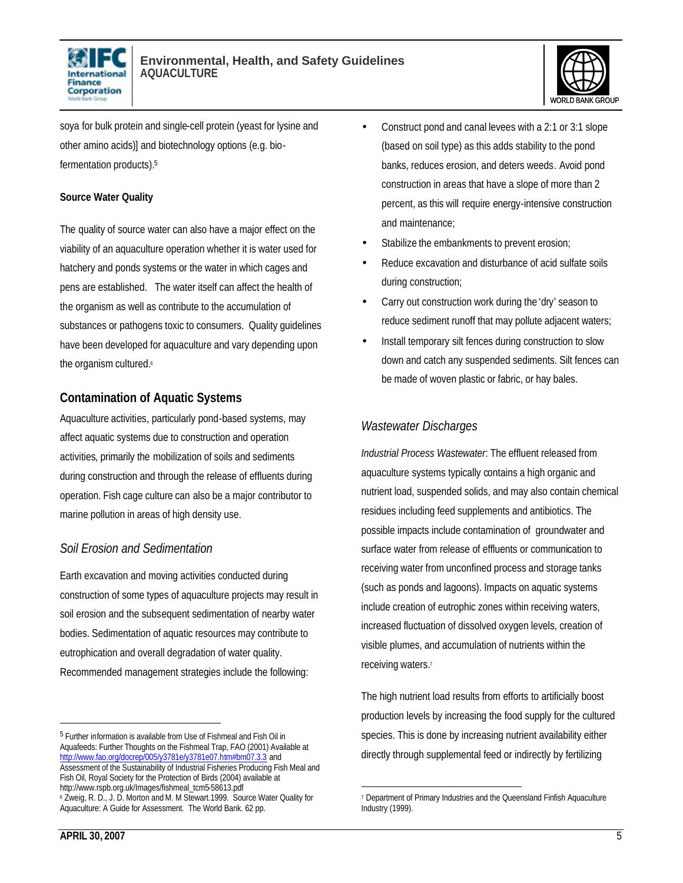soya for bulk protein and single-cell protein (yeast for lysine and other amino acids)] and biotechnology options (e.g. bio-fermentation products).[5]

**Source Water Quality**

The quality of source water can also have a major effect on the viability of an aquaculture operation whether it is water used for hatchery and ponds systems or the water in which cages and pens are established. The water itself can affect the health of the organism as well as contribute to the accumulation of substances or pathogens toxic to consumers. Quality guidelines have been developed for aquaculture and vary depending upon the organism cultured.[6]

## Contamination of Aquatic Systems

Aquaculture activities, particularly pond-based systems, may affect aquatic systems due to construction and operation activities, primarily the mobilization of soils and sediments during construction and through the release of effluents during operation. Fish cage culture can also be a major contributor to marine pollution in areas of high density use.

### *Soil Erosion and Sedimentation*

Earth excavation and moving activities conducted during construction of some types of aquaculture projects may result in soil erosion and the subsequent sedimentation of nearby water bodies. Sedimentation of aquatic resources may contribute to eutrophication and overall degradation of water quality. Recommended management strategies include the following:

- Construct pond and canal levees with a 2:1 or 3:1 slope (based on soil type) as this adds stability to the pond banks, reduces erosion, and deters weeds. Avoid pond construction in areas that have a slope of more than 2 percent, as this will require energy-intensive construction and maintenance;
- Stabilize the embankments to prevent erosion;
- Reduce excavation and disturbance of acid sulfate soils during construction;
- Carry out construction work during the 'dry' season to reduce sediment runoff that may pollute adjacent waters;
- Install temporary silt fences during construction to slow down and catch any suspended sediments. Silt fences can be made of woven plastic or fabric, or hay bales.

### *Wastewater Discharges*

*Industrial Process Wastewater*: The effluent released from aquaculture systems typically contains a high organic and nutrient load, suspended solids, and may also contain chemical residues including feed supplements and antibiotics. The possible impacts include contamination of groundwater and surface water from release of effluents or communication to receiving water from unconfined process and storage tanks (such as ponds and lagoons). Impacts on aquatic systems include creation of eutrophic zones within receiving waters, increased fluctuation of dissolved oxygen levels, creation of visible plumes, and accumulation of nutrients within the receiving waters.[7]

The high nutrient load results from efforts to artificially boost production levels by increasing the food supply for the cultured species. This is done by increasing nutrient availability either directly through supplemental feed or indirectly by fertilizing

---

[5] Further information is available from Use of Fishmeal and Fish Oil in Aquafeeds: Further Thoughts on the Fishmeal Trap, FAO (2001) Available at http://www.fao.org/docrep/005/y3781e/y3781e07.htm#bm07.3.3 and Assessment of the Sustainability of Industrial Fisheries Producing Fish Meal and Fish Oil, Royal Society for the Protection of Birds (2004) available at http://www.rspb.org.uk/Images/fishmeal_tcm5-58613.pdf

[6] Zweig, R. D., J. D. Morton and M. M Stewart.1999. Source Water Quality for Aquaculture: A Guide for Assessment. The World Bank. 62 pp.

[7] Department of Primary Industries and the Queensland Finfish Aquaculture Industry (1999).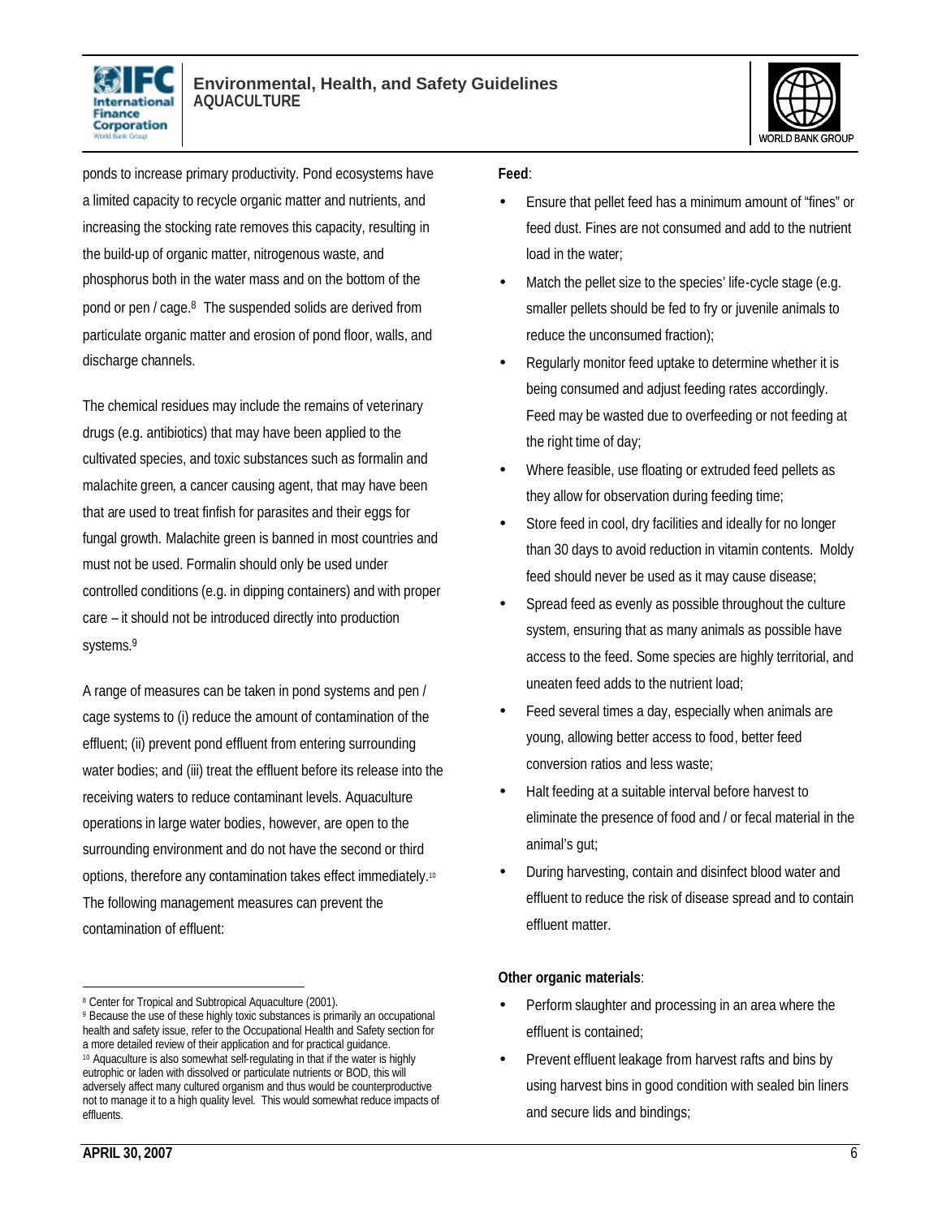ponds to increase primary productivity. Pond ecosystems have a limited capacity to recycle organic matter and nutrients, and increasing the stocking rate removes this capacity, resulting in the build-up of organic matter, nitrogenous waste, and phosphorus both in the water mass and on the bottom of the pond or pen / cage.[8] The suspended solids are derived from particulate organic matter and erosion of pond floor, walls, and discharge channels.

The chemical residues may include the remains of veterinary drugs (e.g. antibiotics) that may have been applied to the cultivated species, and toxic substances such as formalin and malachite green, a cancer causing agent, that may have been that are used to treat finfish for parasites and their eggs for fungal growth. Malachite green is banned in most countries and must not be used. Formalin should only be used under controlled conditions (e.g. in dipping containers) and with proper care – it should not be introduced directly into production systems.[9]

A range of measures can be taken in pond systems and pen / cage systems to (i) reduce the amount of contamination of the effluent; (ii) prevent pond effluent from entering surrounding water bodies; and (iii) treat the effluent before its release into the receiving waters to reduce contaminant levels. Aquaculture operations in large water bodies, however, are open to the surrounding environment and do not have the second or third options, therefore any contamination takes effect immediately.[10] The following management measures can prevent the contamination of effluent:

**Feed**:

- Ensure that pellet feed has a minimum amount of "fines" or feed dust. Fines are not consumed and add to the nutrient load in the water;
- Match the pellet size to the species' life-cycle stage (e.g. smaller pellets should be fed to fry or juvenile animals to reduce the unconsumed fraction);
- Regularly monitor feed uptake to determine whether it is being consumed and adjust feeding rates accordingly. Feed may be wasted due to overfeeding or not feeding at the right time of day;
- Where feasible, use floating or extruded feed pellets as they allow for observation during feeding time;
- Store feed in cool, dry facilities and ideally for no longer than 30 days to avoid reduction in vitamin contents. Moldy feed should never be used as it may cause disease;
- Spread feed as evenly as possible throughout the culture system, ensuring that as many animals as possible have access to the feed. Some species are highly territorial, and uneaten feed adds to the nutrient load;
- Feed several times a day, especially when animals are young, allowing better access to food, better feed conversion ratios and less waste;
- Halt feeding at a suitable interval before harvest to eliminate the presence of food and / or fecal material in the animal's gut;
- During harvesting, contain and disinfect blood water and effluent to reduce the risk of disease spread and to contain effluent matter.

**Other organic materials**:

- Perform slaughter and processing in an area where the effluent is contained;
- Prevent effluent leakage from harvest rafts and bins by using harvest bins in good condition with sealed bin liners and secure lids and bindings;

---

[8] Center for Tropical and Subtropical Aquaculture (2001).

[9] Because the use of these highly toxic substances is primarily an occupational health and safety issue, refer to the Occupational Health and Safety section for a more detailed review of their application and for practical guidance.

[10] Aquaculture is also somewhat self-regulating in that if the water is highly eutrophic or laden with dissolved or particulate nutrients or BOD, this will adversely affect many cultured organism and thus would be counterproductive not to manage it to a high quality level. This would somewhat reduce impacts of effluents.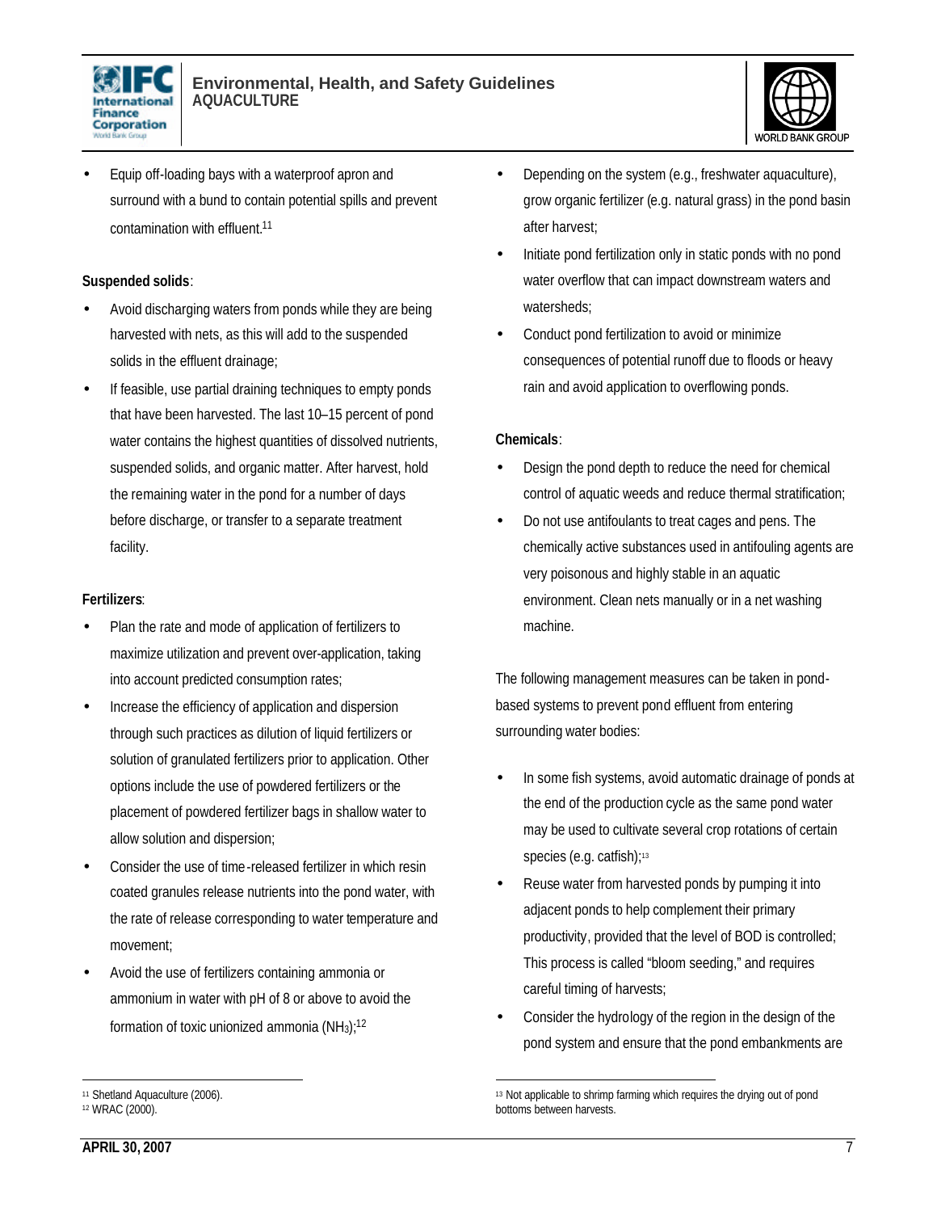- Equip off-loading bays with a waterproof apron and surround with a bund to contain potential spills and prevent contamination with effluent.[11]

**Suspended solids**:

- Avoid discharging waters from ponds while they are being harvested with nets, as this will add to the suspended solids in the effluent drainage;
- If feasible, use partial draining techniques to empty ponds that have been harvested. The last 10–15 percent of pond water contains the highest quantities of dissolved nutrients, suspended solids, and organic matter. After harvest, hold the remaining water in the pond for a number of days before discharge, or transfer to a separate treatment facility.

**Fertilizers**:

- Plan the rate and mode of application of fertilizers to maximize utilization and prevent over-application, taking into account predicted consumption rates;
- Increase the efficiency of application and dispersion through such practices as dilution of liquid fertilizers or solution of granulated fertilizers prior to application. Other options include the use of powdered fertilizers or the placement of powdered fertilizer bags in shallow water to allow solution and dispersion;
- Consider the use of time-released fertilizer in which resin coated granules release nutrients into the pond water, with the rate of release corresponding to water temperature and movement;
- Avoid the use of fertilizers containing ammonia or ammonium in water with pH of 8 or above to avoid the formation of toxic unionized ammonia ($NH_3$);[12]
- Depending on the system (e.g., freshwater aquaculture), grow organic fertilizer (e.g. natural grass) in the pond basin after harvest;
- Initiate pond fertilization only in static ponds with no pond water overflow that can impact downstream waters and watersheds;
- Conduct pond fertilization to avoid or minimize consequences of potential runoff due to floods or heavy rain and avoid application to overflowing ponds.

**Chemicals**:

- Design the pond depth to reduce the need for chemical control of aquatic weeds and reduce thermal stratification;
- Do not use antifoulants to treat cages and pens. The chemically active substances used in antifouling agents are very poisonous and highly stable in an aquatic environment. Clean nets manually or in a net washing machine.

The following management measures can be taken in pond-based systems to prevent pond effluent from entering surrounding water bodies:

- In some fish systems, avoid automatic drainage of ponds at the end of the production cycle as the same pond water may be used to cultivate several crop rotations of certain species (e.g. catfish);[13]
- Reuse water from harvested ponds by pumping it into adjacent ponds to help complement their primary productivity, provided that the level of BOD is controlled; This process is called "bloom seeding," and requires careful timing of harvests;
- Consider the hydrology of the region in the design of the pond system and ensure that the pond embankments are

---

[11] Shetland Aquaculture (2006).

[12] WRAC (2000).

[13] Not applicable to shrimp farming which requires the drying out of pond bottoms between harvests.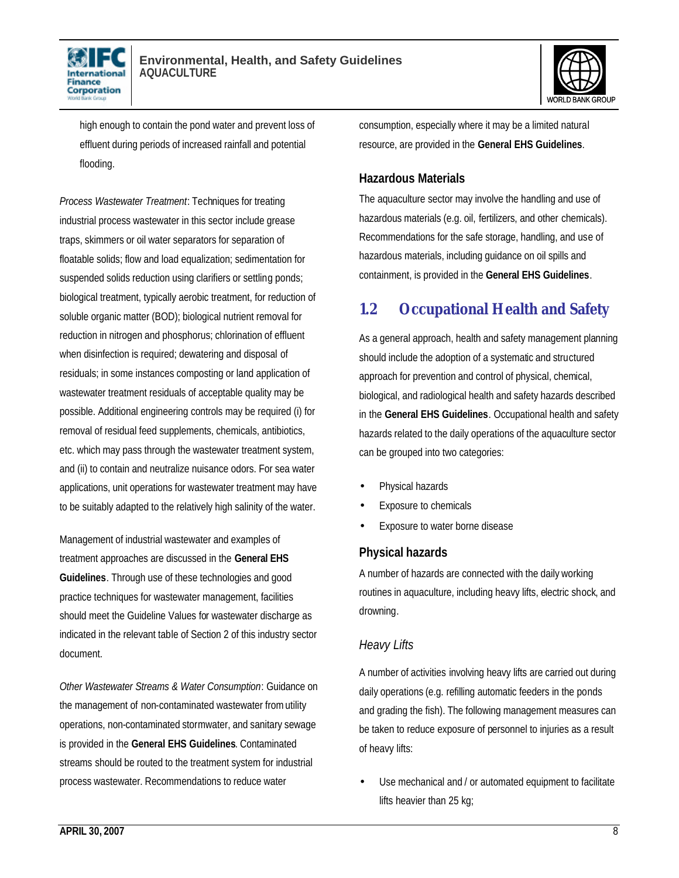high enough to contain the pond water and prevent loss of effluent during periods of increased rainfall and potential flooding.

*Process Wastewater Treatment*: Techniques for treating industrial process wastewater in this sector include grease traps, skimmers or oil water separators for separation of floatable solids; flow and load equalization; sedimentation for suspended solids reduction using clarifiers or settling ponds; biological treatment, typically aerobic treatment, for reduction of soluble organic matter (BOD); biological nutrient removal for reduction in nitrogen and phosphorus; chlorination of effluent when disinfection is required; dewatering and disposal of residuals; in some instances composting or land application of wastewater treatment residuals of acceptable quality may be possible. Additional engineering controls may be required (i) for removal of residual feed supplements, chemicals, antibiotics, etc. which may pass through the wastewater treatment system, and (ii) to contain and neutralize nuisance odors. For sea water applications, unit operations for wastewater treatment may have to be suitably adapted to the relatively high salinity of the water.

Management of industrial wastewater and examples of treatment approaches are discussed in the **General EHS Guidelines**. Through use of these technologies and good practice techniques for wastewater management, facilities should meet the Guideline Values for wastewater discharge as indicated in the relevant table of Section 2 of this industry sector document.

*Other Wastewater Streams & Water Consumption*: Guidance on the management of non-contaminated wastewater from utility operations, non-contaminated stormwater, and sanitary sewage is provided in the **General EHS Guidelines**. Contaminated streams should be routed to the treatment system for industrial process wastewater. Recommendations to reduce water consumption, especially where it may be a limited natural resource, are provided in the **General EHS Guidelines**.

### Hazardous Materials

The aquaculture sector may involve the handling and use of hazardous materials (e.g. oil, fertilizers, and other chemicals). Recommendations for the safe storage, handling, and use of hazardous materials, including guidance on oil spills and containment, is provided in the **General EHS Guidelines**.

## 1.2 Occupational Health and Safety

As a general approach, health and safety management planning should include the adoption of a systematic and structured approach for prevention and control of physical, chemical, biological, and radiological health and safety hazards described in the **General EHS Guidelines**. Occupational health and safety hazards related to the daily operations of the aquaculture sector can be grouped into two categories:

- Physical hazards
- Exposure to chemicals
- Exposure to water borne disease

### Physical hazards

A number of hazards are connected with the daily working routines in aquaculture, including heavy lifts, electric shock, and drowning.

#### *Heavy Lifts*

A number of activities involving heavy lifts are carried out during daily operations (e.g. refilling automatic feeders in the ponds and grading the fish). The following management measures can be taken to reduce exposure of personnel to injuries as a result of heavy lifts:

- Use mechanical and / or automated equipment to facilitate lifts heavier than 25 kg;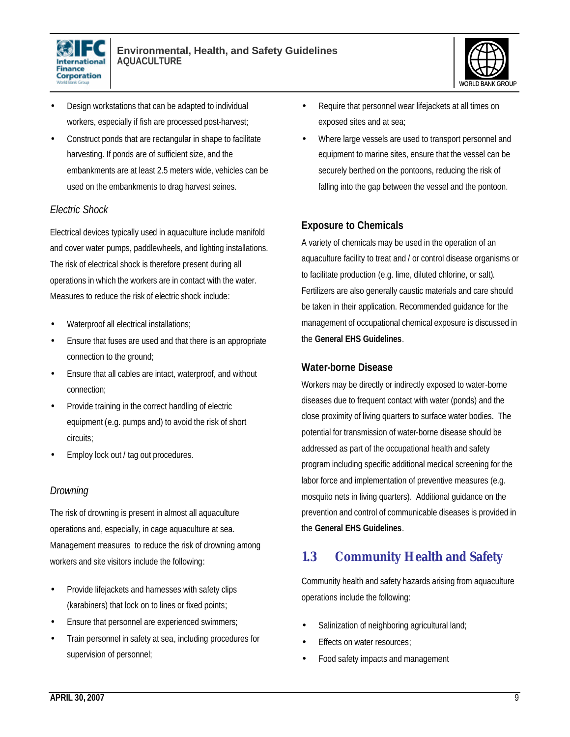- Design workstations that can be adapted to individual workers, especially if fish are processed post-harvest;
- Construct ponds that are rectangular in shape to facilitate harvesting. If ponds are of sufficient size, and the embankments are at least 2.5 meters wide, vehicles can be used on the embankments to drag harvest seines.

### *Electric Shock*

Electrical devices typically used in aquaculture include manifold and cover water pumps, paddlewheels, and lighting installations. The risk of electrical shock is therefore present during all operations in which the workers are in contact with the water. Measures to reduce the risk of electric shock include:

- Waterproof all electrical installations;
- Ensure that fuses are used and that there is an appropriate connection to the ground;
- Ensure that all cables are intact, waterproof, and without connection;
- Provide training in the correct handling of electric equipment (e.g. pumps and) to avoid the risk of short circuits;
- Employ lock out / tag out procedures.

### *Drowning*

The risk of drowning is present in almost all aquaculture operations and, especially, in cage aquaculture at sea. Management measures to reduce the risk of drowning among workers and site visitors include the following:

- Provide lifejackets and harnesses with safety clips (karabiners) that lock on to lines or fixed points;
- Ensure that personnel are experienced swimmers;
- Train personnel in safety at sea, including procedures for supervision of personnel;
- Require that personnel wear lifejackets at all times on exposed sites and at sea;
- Where large vessels are used to transport personnel and equipment to marine sites, ensure that the vessel can be securely berthed on the pontoons, reducing the risk of falling into the gap between the vessel and the pontoon.

### Exposure to Chemicals

A variety of chemicals may be used in the operation of an aquaculture facility to treat and / or control disease organisms or to facilitate production (e.g. lime, diluted chlorine, or salt). Fertilizers are also generally caustic materials and care should be taken in their application. Recommended guidance for the management of occupational chemical exposure is discussed in the **General EHS Guidelines**.

### Water-borne Disease

Workers may be directly or indirectly exposed to water-borne diseases due to frequent contact with water (ponds) and the close proximity of living quarters to surface water bodies. The potential for transmission of water-borne disease should be addressed as part of the occupational health and safety program including specific additional medical screening for the labor force and implementation of preventive measures (e.g. mosquito nets in living quarters). Additional guidance on the prevention and control of communicable diseases is provided in the **General EHS Guidelines**.

## 1.3 Community Health and Safety

Community health and safety hazards arising from aquaculture operations include the following:

- Salinization of neighboring agricultural land;
- Effects on water resources;
- Food safety impacts and management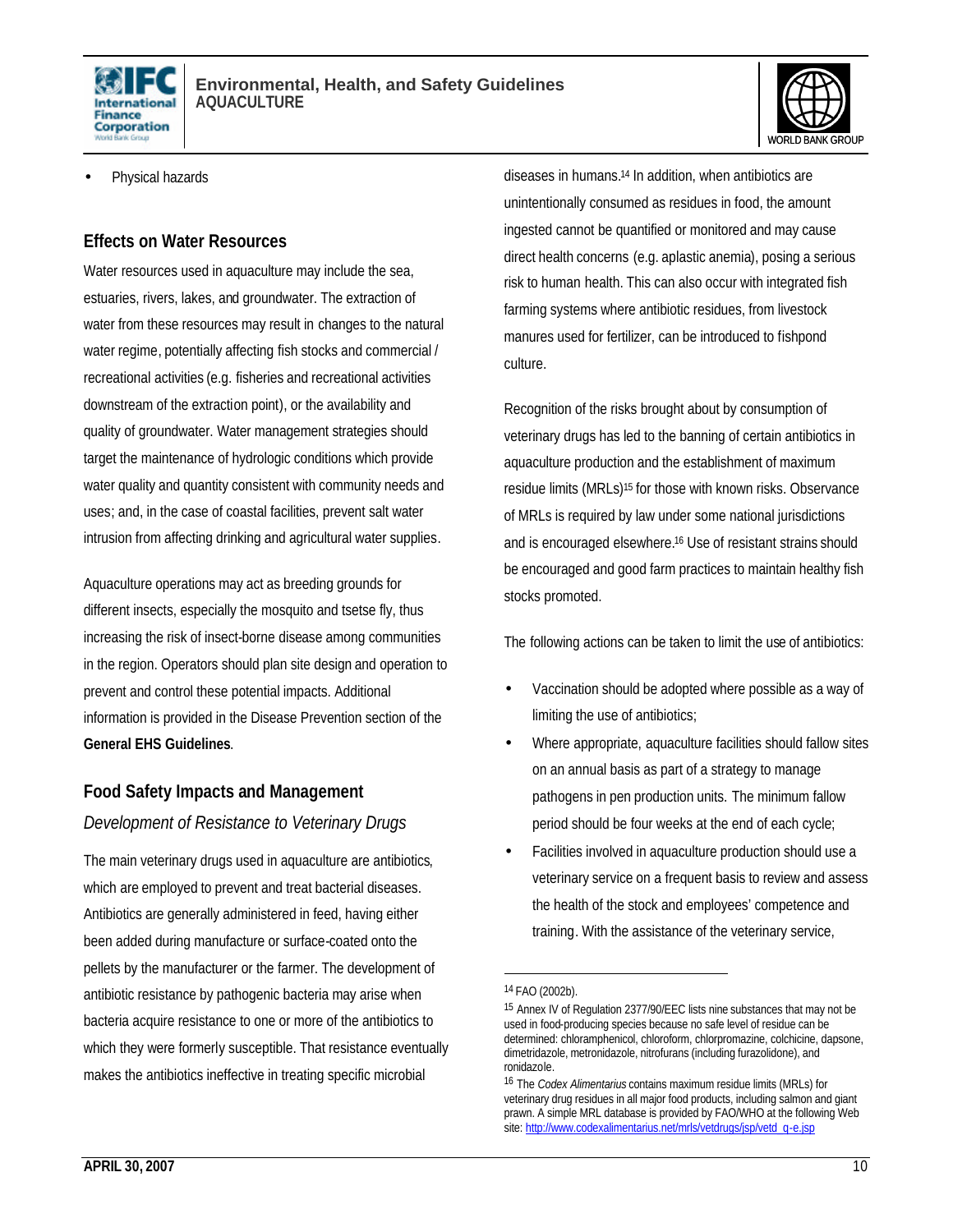- Physical hazards

## Effects on Water Resources

Water resources used in aquaculture may include the sea, estuaries, rivers, lakes, and groundwater. The extraction of water from these resources may result in changes to the natural water regime, potentially affecting fish stocks and commercial / recreational activities (e.g. fisheries and recreational activities downstream of the extraction point), or the availability and quality of groundwater. Water management strategies should target the maintenance of hydrologic conditions which provide water quality and quantity consistent with community needs and uses; and, in the case of coastal facilities, prevent salt water intrusion from affecting drinking and agricultural water supplies.

Aquaculture operations may act as breeding grounds for different insects, especially the mosquito and tsetse fly, thus increasing the risk of insect-borne disease among communities in the region. Operators should plan site design and operation to prevent and control these potential impacts. Additional information is provided in the Disease Prevention section of the **General EHS Guidelines**.

## Food Safety Impacts and Management

### *Development of Resistance to Veterinary Drugs*

The main veterinary drugs used in aquaculture are antibiotics, which are employed to prevent and treat bacterial diseases. Antibiotics are generally administered in feed, having either been added during manufacture or surface-coated onto the pellets by the manufacturer or the farmer. The development of antibiotic resistance by pathogenic bacteria may arise when bacteria acquire resistance to one or more of the antibiotics to which they were formerly susceptible. That resistance eventually makes the antibiotics ineffective in treating specific microbial diseases in humans.[14] In addition, when antibiotics are unintentionally consumed as residues in food, the amount ingested cannot be quantified or monitored and may cause direct health concerns (e.g. aplastic anemia), posing a serious risk to human health. This can also occur with integrated fish farming systems where antibiotic residues, from livestock manures used for fertilizer, can be introduced to fishpond culture.

Recognition of the risks brought about by consumption of veterinary drugs has led to the banning of certain antibiotics in aquaculture production and the establishment of maximum residue limits (MRLs)[15] for those with known risks. Observance of MRLs is required by law under some national jurisdictions and is encouraged elsewhere.[16] Use of resistant strains should be encouraged and good farm practices to maintain healthy fish stocks promoted.

The following actions can be taken to limit the use of antibiotics:

- Vaccination should be adopted where possible as a way of limiting the use of antibiotics;
- Where appropriate, aquaculture facilities should fallow sites on an annual basis as part of a strategy to manage pathogens in pen production units. The minimum fallow period should be four weeks at the end of each cycle;
- Facilities involved in aquaculture production should use a veterinary service on a frequent basis to review and assess the health of the stock and employees' competence and training. With the assistance of the veterinary service,

---

[14] FAO (2002b).

[15] Annex IV of Regulation 2377/90/EEC lists nine substances that may not be used in food-producing species because no safe level of residue can be determined: chloramphenicol, chloroform, chlorpromazine, colchicine, dapsone, dimetridazole, metronidazole, nitrofurans (including furazolidone), and ronidazole.

[16] The *Codex Alimentarius* contains maximum residue limits (MRLs) for veterinary drug residues in all major food products, including salmon and giant prawn. A simple MRL database is provided by FAO/WHO at the following Web site: http://www.codexalimentarius.net/mrls/vetdrugs/jsp/vetd_q-e.jsp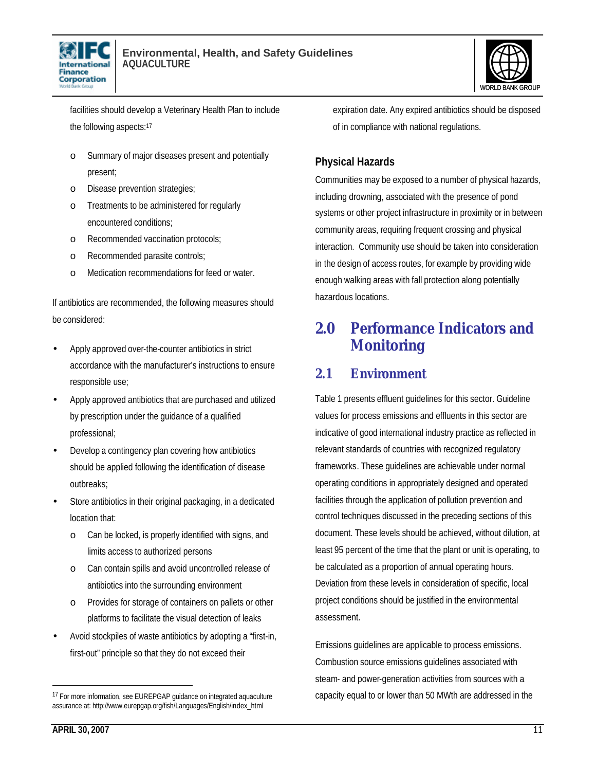facilities should develop a Veterinary Health Plan to include the following aspects:[17]

- Summary of major diseases present and potentially present;
- Disease prevention strategies;
- Treatments to be administered for regularly encountered conditions;
- Recommended vaccination protocols;
- Recommended parasite controls;
- Medication recommendations for feed or water.

If antibiotics are recommended, the following measures should be considered:

- Apply approved over-the-counter antibiotics in strict accordance with the manufacturer's instructions to ensure responsible use;
- Apply approved antibiotics that are purchased and utilized by prescription under the guidance of a qualified professional;
- Develop a contingency plan covering how antibiotics should be applied following the identification of disease outbreaks;
- Store antibiotics in their original packaging, in a dedicated location that:
    - Can be locked, is properly identified with signs, and limits access to authorized persons
    - Can contain spills and avoid uncontrolled release of antibiotics into the surrounding environment
    - Provides for storage of containers on pallets or other platforms to facilitate the visual detection of leaks
- Avoid stockpiles of waste antibiotics by adopting a "first-in, first-out" principle so that they do not exceed their expiration date. Any expired antibiotics should be disposed of in compliance with national regulations.

### Physical Hazards

Communities may be exposed to a number of physical hazards, including drowning, associated with the presence of pond systems or other project infrastructure in proximity or in between community areas, requiring frequent crossing and physical interaction. Community use should be taken into consideration in the design of access routes, for example by providing wide enough walking areas with fall protection along potentially hazardous locations.

# 2.0 Performance Indicators and Monitoring

## 2.1 Environment

Table 1 presents effluent guidelines for this sector. Guideline values for process emissions and effluents in this sector are indicative of good international industry practice as reflected in relevant standards of countries with recognized regulatory frameworks. These guidelines are achievable under normal operating conditions in appropriately designed and operated facilities through the application of pollution prevention and control techniques discussed in the preceding sections of this document. These levels should be achieved, without dilution, at least 95 percent of the time that the plant or unit is operating, to be calculated as a proportion of annual operating hours. Deviation from these levels in consideration of specific, local project conditions should be justified in the environmental assessment.

Emissions guidelines are applicable to process emissions. Combustion source emissions guidelines associated with steam- and power-generation activities from sources with a capacity equal to or lower than 50 MWth are addressed in the

---

[17] For more information, see EUREPGAP guidance on integrated aquaculture assurance at: http://www.eurepgap.org/fish/Languages/English/index_html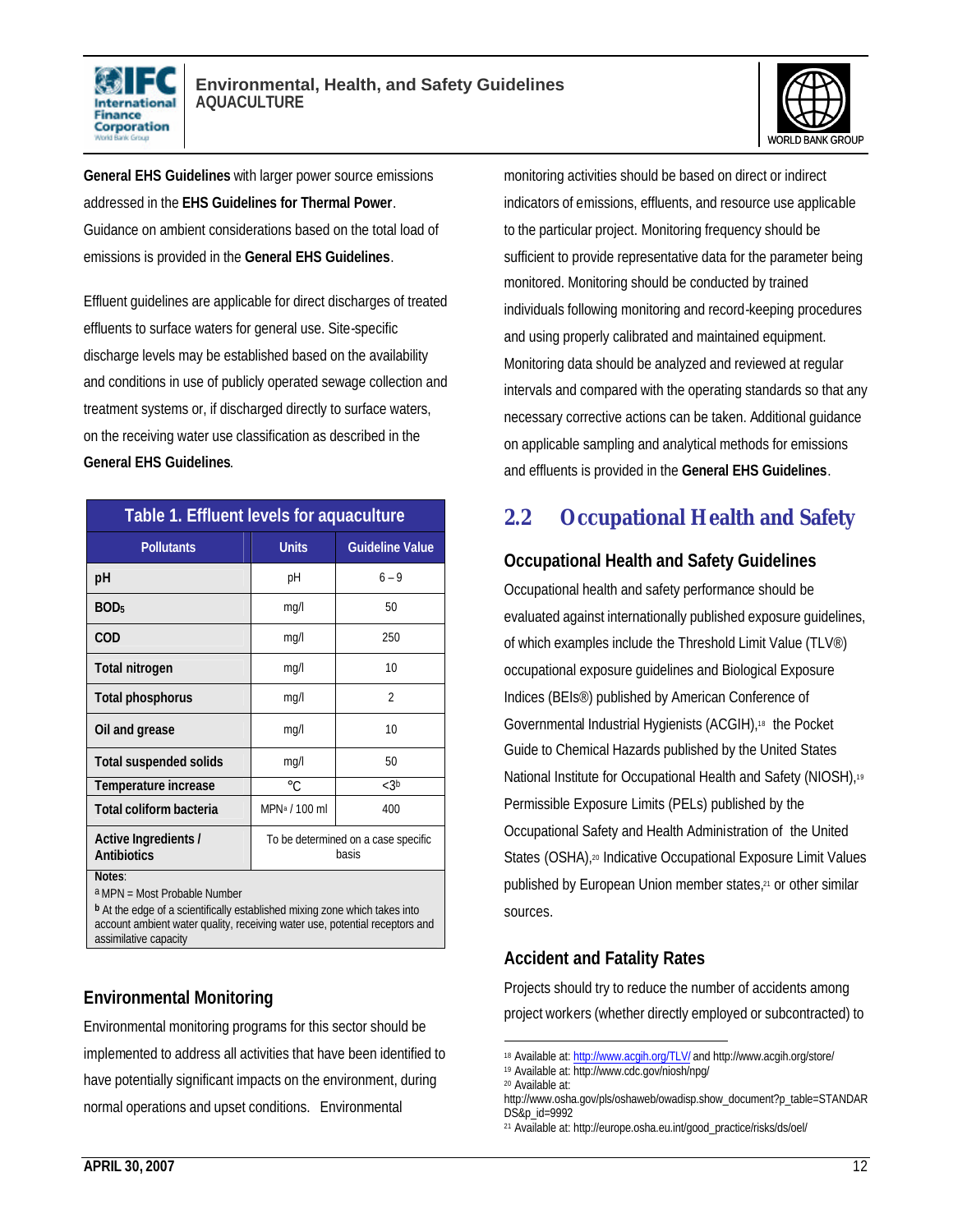**General EHS Guidelines** with larger power source emissions addressed in the **EHS Guidelines for Thermal Power**. Guidance on ambient considerations based on the total load of emissions is provided in the **General EHS Guidelines**.

Effluent guidelines are applicable for direct discharges of treated effluents to surface waters for general use. Site-specific discharge levels may be established based on the availability and conditions in use of publicly operated sewage collection and treatment systems or, if discharged directly to surface waters, on the receiving water use classification as described in the **General EHS Guidelines**.

**Table 1. Effluent levels for aquaculture**

| Pollutants | Units | Guideline Value |
|---|---|---|
| pH | pH | 6 – 9 |
| $BOD_5$ | mg/l | 50 |
| COD | mg/l | 250 |
| Total nitrogen | mg/l | 10 |
| Total phosphorus | mg/l | 2 |
| Oil and grease | mg/l | 10 |
| Total suspended solids | mg/l | 50 |
| Temperature increase | °C | <3[b] |
| Total coliform bacteria | MPN[a] / 100 ml | 400 |
| Active Ingredients / Antibiotics | To be determined on a case specific basis | |

Notes:
[a] MPN = Most Probable Number
[b] At the edge of a scientifically established mixing zone which takes into account ambient water quality, receiving water use, potential receptors and assimilative capacity

### Environmental Monitoring

Environmental monitoring programs for this sector should be implemented to address all activities that have been identified to have potentially significant impacts on the environment, during normal operations and upset conditions. Environmental monitoring activities should be based on direct or indirect indicators of emissions, effluents, and resource use applicable to the particular project. Monitoring frequency should be sufficient to provide representative data for the parameter being monitored. Monitoring should be conducted by trained individuals following monitoring and record-keeping procedures and using properly calibrated and maintained equipment. Monitoring data should be analyzed and reviewed at regular intervals and compared with the operating standards so that any necessary corrective actions can be taken. Additional guidance on applicable sampling and analytical methods for emissions and effluents is provided in the **General EHS Guidelines**.

## 2.2 Occupational Health and Safety

### Occupational Health and Safety Guidelines

Occupational health and safety performance should be evaluated against internationally published exposure guidelines, of which examples include the Threshold Limit Value (TLV®) occupational exposure guidelines and Biological Exposure Indices (BEIs®) published by American Conference of Governmental Industrial Hygienists (ACGIH),[18] the Pocket Guide to Chemical Hazards published by the United States National Institute for Occupational Health and Safety (NIOSH),[19] Permissible Exposure Limits (PELs) published by the Occupational Safety and Health Administration of the United States (OSHA),[20] Indicative Occupational Exposure Limit Values published by European Union member states,[21] or other similar sources.

### Accident and Fatality Rates

Projects should try to reduce the number of accidents among project workers (whether directly employed or subcontracted) to

---

[18] Available at: http://www.acgih.org/TLV/ and http://www.acgih.org/store/
[19] Available at: http://www.cdc.gov/niosh/npg/
[20] Available at: http://www.osha.gov/pls/oshaweb/owadisp.show_document?p_table=STANDARDS&p_id=9992
[21] Available at: http://europe.osha.eu.int/good_practice/risks/ds/oel/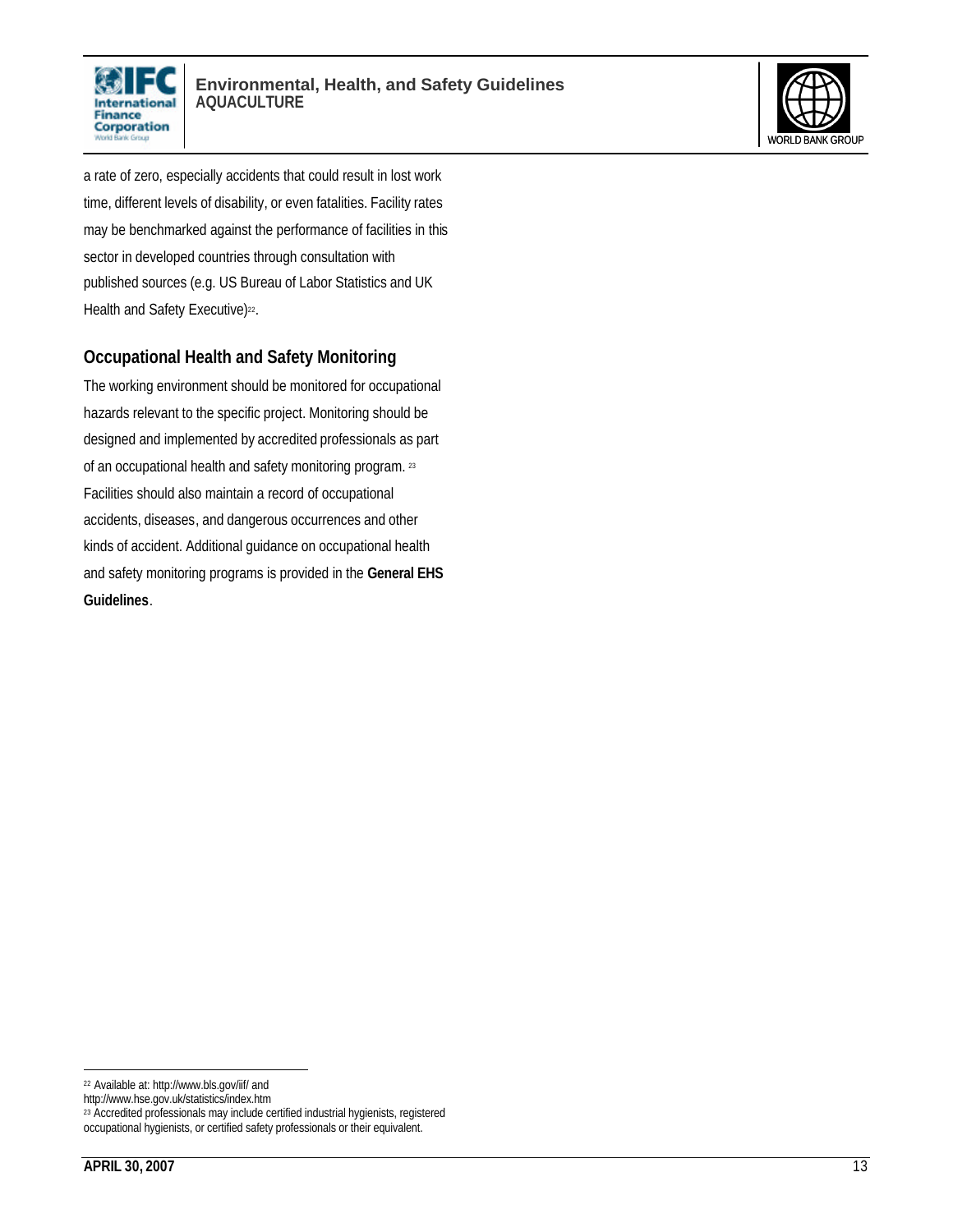a rate of zero, especially accidents that could result in lost work time, different levels of disability, or even fatalities. Facility rates may be benchmarked against the performance of facilities in this sector in developed countries through consultation with published sources (e.g. US Bureau of Labor Statistics and UK Health and Safety Executive)[22].

## Occupational Health and Safety Monitoring

The working environment should be monitored for occupational hazards relevant to the specific project. Monitoring should be designed and implemented by accredited professionals as part of an occupational health and safety monitoring program.[23] Facilities should also maintain a record of occupational accidents, diseases, and dangerous occurrences and other kinds of accident. Additional guidance on occupational health and safety monitoring programs is provided in the **General EHS Guidelines**.

---

[22] Available at: http://www.bls.gov/iif/ and http://www.hse.gov.uk/statistics/index.htm

[23] Accredited professionals may include certified industrial hygienists, registered occupational hygienists, or certified safety professionals or their equivalent.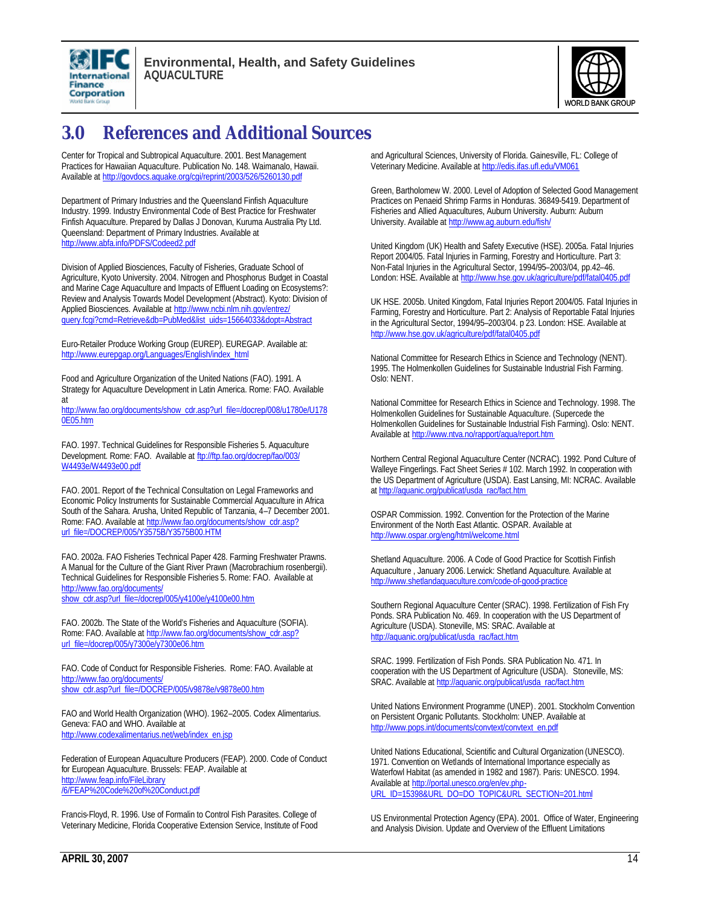# 3.0 References and Additional Sources

Center for Tropical and Subtropical Aquaculture. 2001. Best Management Practices for Hawaiian Aquaculture. Publication No. 148. Waimanalo, Hawaii. Available at http://govdocs.aquake.org/cgi/reprint/2003/526/5260130.pdf

Department of Primary Industries and the Queensland Finfish Aquaculture Industry. 1999. Industry Environmental Code of Best Practice for Freshwater Finfish Aquaculture. Prepared by Dallas J Donovan, Kuruma Australia Pty Ltd. Queensland: Department of Primary Industries. Available at http://www.abfa.info/PDFS/Codeed2.pdf

Division of Applied Biosciences, Faculty of Fisheries, Graduate School of Agriculture, Kyoto University. 2004. Nitrogen and Phosphorus Budget in Coastal and Marine Cage Aquaculture and Impacts of Effluent Loading on Ecosystems?: Review and Analysis Towards Model Development (Abstract). Kyoto: Division of Applied Biosciences. Available at http://www.ncbi.nlm.nih.gov/entrez/query.fcgi?cmd=Retrieve&db=PubMed&list_uids=15664033&dopt=Abstract

Euro-Retailer Produce Working Group (EUREP). EUREGAP. Available at: http://www.eurepgap.org/Languages/English/index_html

Food and Agriculture Organization of the United Nations (FAO). 1991. A Strategy for Aquaculture Development in Latin America. Rome: FAO. Available at http://www.fao.org/documents/show_cdr.asp?url_file=/docrep/008/u1780e/U1780E05.htm

FAO. 1997. Technical Guidelines for Responsible Fisheries 5. Aquaculture Development. Rome: FAO. Available at ftp://ftp.fao.org/docrep/fao/003/W4493e/W4493e00.pdf

FAO. 2001. Report of the Technical Consultation on Legal Frameworks and Economic Policy Instruments for Sustainable Commercial Aquaculture in Africa South of the Sahara. Arusha, United Republic of Tanzania, 4–7 December 2001. Rome: FAO. Available at http://www.fao.org/documents/show_cdr.asp?url_file=/DOCREP/005/Y3575B/Y3575B00.HTM

FAO. 2002a. FAO Fisheries Technical Paper 428. Farming Freshwater Prawns. A Manual for the Culture of the Giant River Prawn (Macrobrachium rosenbergii). Technical Guidelines for Responsible Fisheries 5. Rome: FAO. Available at http://www.fao.org/documents/show_cdr.asp?url_file=/docrep/005/y4100e/y4100e00.htm

FAO. 2002b. The State of the World's Fisheries and Aquaculture (SOFIA). Rome: FAO. Available at http://www.fao.org/documents/show_cdr.asp?url_file=/docrep/005/y7300e/y7300e06.htm

FAO. Code of Conduct for Responsible Fisheries. Rome: FAO. Available at http://www.fao.org/documents/show_cdr.asp?url_file=/DOCREP/005/v9878e/v9878e00.htm

FAO and World Health Organization (WHO). 1962–2005. Codex Alimentarius. Geneva: FAO and WHO. Available at http://www.codexalimentarius.net/web/index_en.jsp

Federation of European Aquaculture Producers (FEAP). 2000. Code of Conduct for European Aquaculture. Brussels: FEAP. Available at http://www.feap.info/FileLibrary/6/FEAP%20Code%20of%20Conduct.pdf

Francis-Floyd, R. 1996. Use of Formalin to Control Fish Parasites. College of Veterinary Medicine, Florida Cooperative Extension Service, Institute of Food and Agricultural Sciences, University of Florida. Gainesville, FL: College of Veterinary Medicine. Available at http://edis.ifas.ufl.edu/VM061

Green, Bartholomew W. 2000. Level of Adoption of Selected Good Management Practices on Penaeid Shrimp Farms in Honduras. 36849-5419. Department of Fisheries and Allied Aquacultures, Auburn University. Auburn: Auburn University. Available at http://www.ag.auburn.edu/fish/

United Kingdom (UK) Health and Safety Executive (HSE). 2005a. Fatal Injuries Report 2004/05. Fatal Injuries in Farming, Forestry and Horticulture. Part 3: Non-Fatal Injuries in the Agricultural Sector, 1994/95–2003/04, pp.42–46. London: HSE. Available at http://www.hse.gov.uk/agriculture/pdf/fatal0405.pdf

UK HSE. 2005b. United Kingdom, Fatal Injuries Report 2004/05. Fatal Injuries in Farming, Forestry and Horticulture. Part 2: Analysis of Reportable Fatal Injuries in the Agricultural Sector, 1994/95–2003/04. p 23. London: HSE. Available at http://www.hse.gov.uk/agriculture/pdf/fatal0405.pdf

National Committee for Research Ethics in Science and Technology (NENT). 1995. The Holmenkollen Guidelines for Sustainable Industrial Fish Farming. Oslo: NENT.

National Committee for Research Ethics in Science and Technology. 1998. The Holmenkollen Guidelines for Sustainable Aquaculture. (Supercede the Holmenkollen Guidelines for Sustainable Industrial Fish Farming). Oslo: NENT. Available at http://www.ntva.no/rapport/aqua/report.htm

Northern Central Regional Aquaculture Center (NCRAC). 1992. Pond Culture of Walleye Fingerlings. Fact Sheet Series # 102. March 1992. In cooperation with the US Department of Agriculture (USDA). East Lansing, MI: NCRAC. Available at http://aquanic.org/publicat/usda_rac/fact.htm

OSPAR Commission. 1992. Convention for the Protection of the Marine Environment of the North East Atlantic. OSPAR. Available at http://www.ospar.org/eng/html/welcome.html

Shetland Aquaculture. 2006. A Code of Good Practice for Scottish Finfish Aquaculture , January 2006. Lerwick: Shetland Aquaculture. Available at http://www.shetlandaquaculture.com/code-of-good-practice

Southern Regional Aquaculture Center (SRAC). 1998. Fertilization of Fish Fry Ponds. SRA Publication No. 469. In cooperation with the US Department of Agriculture (USDA). Stoneville, MS: SRAC. Available at http://aquanic.org/publicat/usda_rac/fact.htm

SRAC. 1999. Fertilization of Fish Ponds. SRA Publication No. 471. In cooperation with the US Department of Agriculture (USDA). Stoneville, MS: SRAC. Available at http://aquanic.org/publicat/usda_rac/fact.htm

United Nations Environment Programme (UNEP). 2001. Stockholm Convention on Persistent Organic Pollutants. Stockholm: UNEP. Available at http://www.pops.int/documents/convtext/convtext_en.pdf

United Nations Educational, Scientific and Cultural Organization (UNESCO). 1971. Convention on Wetlands of International Importance especially as Waterfowl Habitat (as amended in 1982 and 1987). Paris: UNESCO. 1994. Available at http://portal.unesco.org/en/ev.php-URL_ID=15398&URL_DO=DO_TOPIC&URL_SECTION=201.html

US Environmental Protection Agency (EPA). 2001. Office of Water, Engineering and Analysis Division. Update and Overview of the Effluent Limitations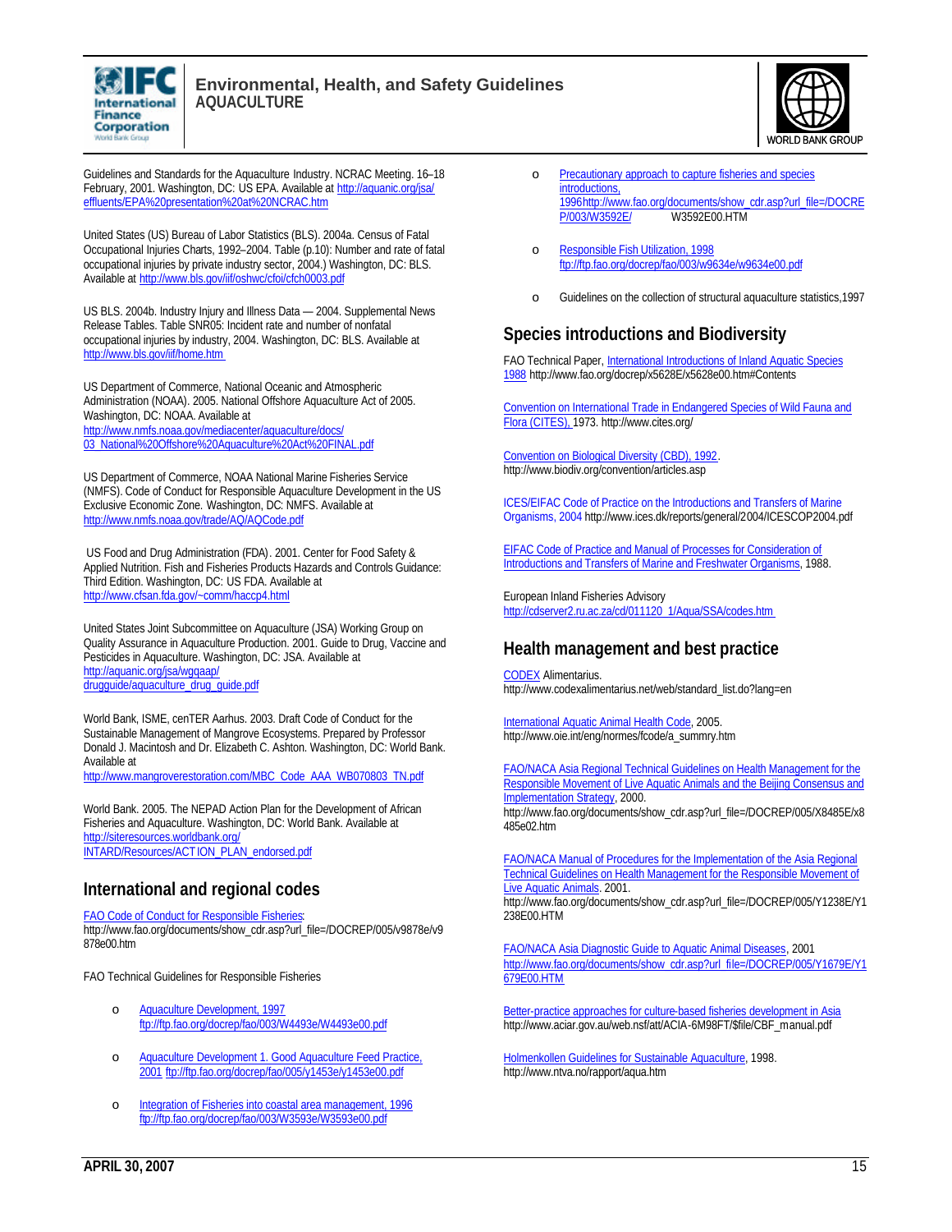Guidelines and Standards for the Aquaculture Industry. NCRAC Meeting. 16–18 February, 2001. Washington, DC: US EPA. Available at http://aquanic.org/jsa/effluents/EPA%20presentation%20at%20NCRAC.htm

United States (US) Bureau of Labor Statistics (BLS). 2004a. Census of Fatal Occupational Injuries Charts, 1992–2004. Table (p.10): Number and rate of fatal occupational injuries by private industry sector, 2004.) Washington, DC: BLS. Available at http://www.bls.gov/iif/oshwc/cfoi/cfch0003.pdf

US BLS. 2004b. Industry Injury and Illness Data — 2004. Supplemental News Release Tables. Table SNR05: Incident rate and number of nonfatal occupational injuries by industry, 2004. Washington, DC: BLS. Available at http://www.bls.gov/iif/home.htm

US Department of Commerce, National Oceanic and Atmospheric Administration (NOAA). 2005. National Offshore Aquaculture Act of 2005. Washington, DC: NOAA. Available at http://www.nmfs.noaa.gov/mediacenter/aquaculture/docs/03_National%20Offshore%20Aquaculture%20Act%20FINAL.pdf

US Department of Commerce, NOAA National Marine Fisheries Service (NMFS). Code of Conduct for Responsible Aquaculture Development in the US Exclusive Economic Zone. Washington, DC: NMFS. Available at http://www.nmfs.noaa.gov/trade/AQ/AQCode.pdf

US Food and Drug Administration (FDA). 2001. Center for Food Safety & Applied Nutrition. Fish and Fisheries Products Hazards and Controls Guidance: Third Edition. Washington, DC: US FDA. Available at http://www.cfsan.fda.gov/~comm/haccp4.html

United States Joint Subcommittee on Aquaculture (JSA) Working Group on Quality Assurance in Aquaculture Production. 2001. Guide to Drug, Vaccine and Pesticides in Aquaculture. Washington, DC: JSA. Available at http://aquanic.org/jsa/wgqaap/drugguide/aquaculture_drug_guide.pdf

World Bank, ISME, cenTER Aarhus. 2003. Draft Code of Conduct for the Sustainable Management of Mangrove Ecosystems. Prepared by Professor Donald J. Macintosh and Dr. Elizabeth C. Ashton. Washington, DC: World Bank. Available at http://www.mangroverestoration.com/MBC_Code_AAA_WB070803_TN.pdf

World Bank. 2005. The NEPAD Action Plan for the Development of African Fisheries and Aquaculture. Washington, DC: World Bank. Available at http://siteresources.worldbank.org/INTARD/Resources/ACTION_PLAN_endorsed.pdf

## International and regional codes

FAO Code of Conduct for Responsible Fisheries: http://www.fao.org/documents/show_cdr.asp?url_file=/DOCREP/005/v9878e/v9878e00.htm

FAO Technical Guidelines for Responsible Fisheries

- Aquaculture Development, 1997 ftp://ftp.fao.org/docrep/fao/003/W4493e/W4493e00.pdf
- Aquaculture Development 1. Good Aquaculture Feed Practice, 2001 ftp://ftp.fao.org/docrep/fao/005/y1453e/y1453e00.pdf
- Integration of Fisheries into coastal area management, 1996 ftp://ftp.fao.org/docrep/fao/003/W3593e/W3593e00.pdf
- Precautionary approach to capture fisheries and species introductions, 1996http://www.fao.org/documents/show_cdr.asp?url_file=/DOCREP/003/W3592E/ W3592E00.HTM
- Responsible Fish Utilization, 1998 ftp://ftp.fao.org/docrep/fao/003/w9634e/w9634e00.pdf
- Guidelines on the collection of structural aquaculture statistics,1997

## Species introductions and Biodiversity

FAO Technical Paper, International Introductions of Inland Aquatic Species 1988 http://www.fao.org/docrep/x5628E/x5628e00.htm#Contents

Convention on International Trade in Endangered Species of Wild Fauna and Flora (CITES), 1973. http://www.cites.org/

Convention on Biological Diversity (CBD), 1992. http://www.biodiv.org/convention/articles.asp

ICES/EIFAC Code of Practice on the Introductions and Transfers of Marine Organisms, 2004 http://www.ices.dk/reports/general/2004/ICESCOP2004.pdf

EIFAC Code of Practice and Manual of Processes for Consideration of Introductions and Transfers of Marine and Freshwater Organisms, 1988.

European Inland Fisheries Advisory http://cdserver2.ru.ac.za/cd/011120_1/Aqua/SSA/codes.htm

## Health management and best practice

CODEX Alimentarius. http://www.codexalimentarius.net/web/standard_list.do?lang=en

International Aquatic Animal Health Code, 2005. http://www.oie.int/eng/normes/fcode/a_summry.htm

FAO/NACA Asia Regional Technical Guidelines on Health Management for the Responsible Movement of Live Aquatic Animals and the Beijing Consensus and Implementation Strategy, 2000. http://www.fao.org/documents/show_cdr.asp?url_file=/DOCREP/005/X8485E/x8485e02.htm

FAO/NACA Manual of Procedures for the Implementation of the Asia Regional Technical Guidelines on Health Management for the Responsible Movement of Live Aquatic Animals. 2001. http://www.fao.org/documents/show_cdr.asp?url_file=/DOCREP/005/Y1238E/Y1238E00.HTM

FAO/NACA Asia Diagnostic Guide to Aquatic Animal Diseases, 2001 http://www.fao.org/documents/show_cdr.asp?url_file=/DOCREP/005/Y1679E/Y1679E00.HTM

Better-practice approaches for culture-based fisheries development in Asia http://www.aciar.gov.au/web.nsf/att/ACIA-6M98FT/$file/CBF_manual.pdf

Holmenkollen Guidelines for Sustainable Aquaculture, 1998. http://www.ntva.no/rapport/aqua.htm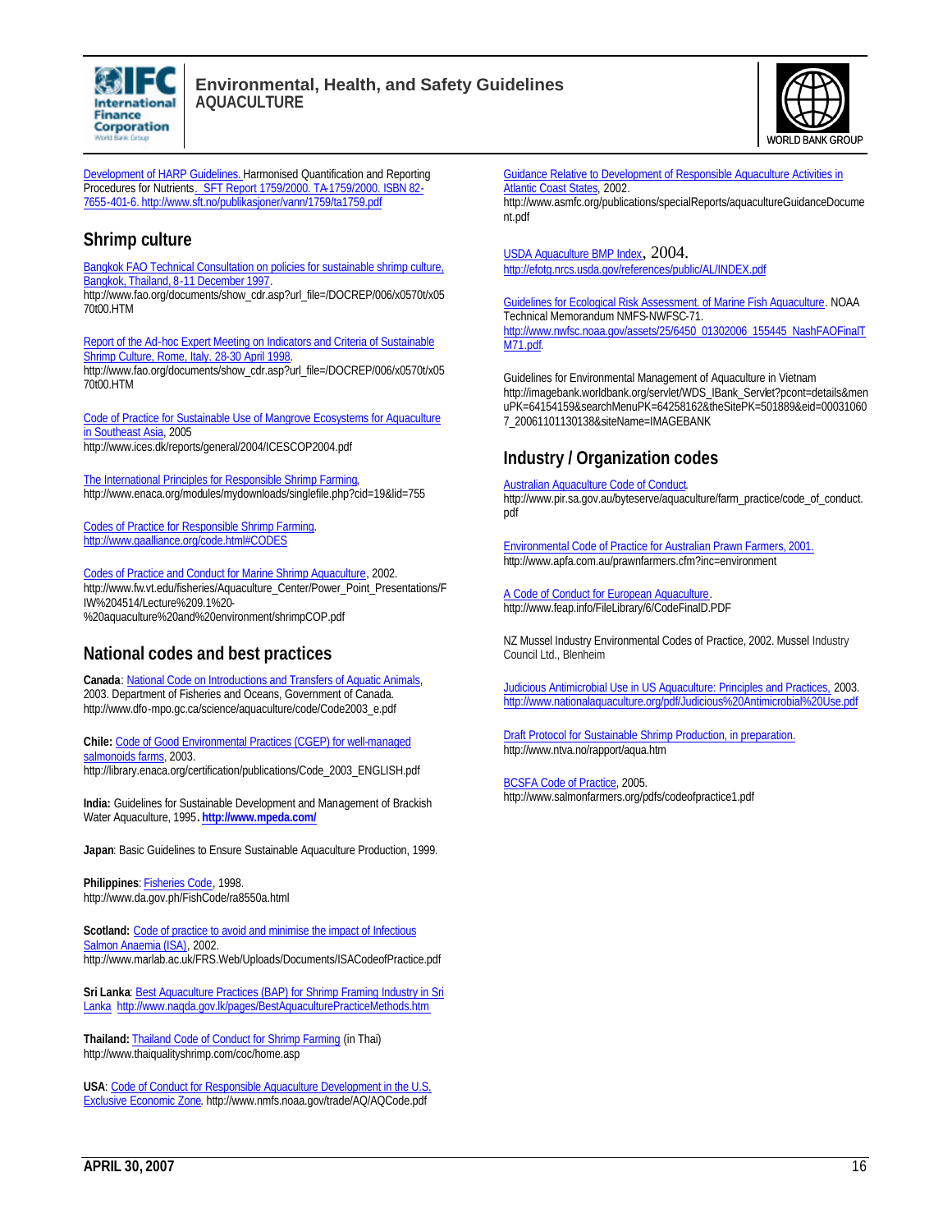Development of HARP Guidelines. Harmonised Quantification and Reporting Procedures for Nutrients. SFT Report 1759/2000. TA-1759/2000. ISBN 82-7655-401-6. http://www.sft.no/publikasjoner/vann/1759/ta1759.pdf

## Shrimp culture

Bangkok FAO Technical Consultation on policies for sustainable shrimp culture, Bangkok, Thailand, 8-11 December 1997.
http://www.fao.org/documents/show_cdr.asp?url_file=/DOCREP/006/x0570t/x0570t00.HTM

Report of the Ad-hoc Expert Meeting on Indicators and Criteria of Sustainable Shrimp Culture, Rome, Italy. 28-30 April 1998.
http://www.fao.org/documents/show_cdr.asp?url_file=/DOCREP/006/x0570t/x0570t00.HTM

Code of Practice for Sustainable Use of Mangrove Ecosystems for Aquaculture in Southeast Asia, 2005
http://www.ices.dk/reports/general/2004/ICESCOP2004.pdf

The International Principles for Responsible Shrimp Farming,
http://www.enaca.org/modules/mydownloads/singlefile.php?cid=19&lid=755

Codes of Practice for Responsible Shrimp Farming.
http://www.gaalliance.org/code.html#CODES

Codes of Practice and Conduct for Marine Shrimp Aquaculture, 2002.
http://www.fw.vt.edu/fisheries/Aquaculture_Center/Power_Point_Presentations/FIW%204514/Lecture%209.1%20-%20aquaculture%20and%20environment/shrimpCOP.pdf

## National codes and best practices

**Canada**: National Code on Introductions and Transfers of Aquatic Animals, 2003. Department of Fisheries and Oceans, Government of Canada.
http://www.dfo-mpo.gc.ca/science/aquaculture/code/Code2003_e.pdf

**Chile:** Code of Good Environmental Practices (CGEP) for well-managed salmonoids farms, 2003.
http://library.enaca.org/certification/publications/Code_2003_ENGLISH.pdf

**India:** Guidelines for Sustainable Development and Management of Brackish Water Aquaculture, 1995. **http://www.mpeda.com/**

**Japan**: Basic Guidelines to Ensure Sustainable Aquaculture Production, 1999.

**Philippines**: Fisheries Code, 1998.
http://www.da.gov.ph/FishCode/ra8550a.html

**Scotland:** Code of practice to avoid and minimise the impact of Infectious Salmon Anaemia (ISA), 2002.
http://www.marlab.ac.uk/FRS.Web/Uploads/Documents/ISACodeofPractice.pdf

**Sri Lanka**: Best Aquaculture Practices (BAP) for Shrimp Framing Industry in Sri Lanka http://www.naqda.gov.lk/pages/BestAquaculturePracticeMethods.htm

**Thailand:** Thailand Code of Conduct for Shrimp Farming (in Thai)
http://www.thaiqualityshrimp.com/coc/home.asp

**USA**: Code of Conduct for Responsible Aquaculture Development in the U.S. Exclusive Economic Zone. http://www.nmfs.noaa.gov/trade/AQ/AQCode.pdf

Guidance Relative to Development of Responsible Aquaculture Activities in Atlantic Coast States, 2002.
http://www.asmfc.org/publications/specialReports/aquacultureGuidanceDocument.pdf

USDA Aquaculture BMP Index, 2004.
http://efotg.nrcs.usda.gov/references/public/AL/INDEX.pdf

Guidelines for Ecological Risk Assessment. of Marine Fish Aquaculture. NOAA Technical Memorandum NMFS-NWFSC-71.
http://www.nwfsc.noaa.gov/assets/25/6450_01302006_155445_NashFAOFinalTM71.pdf.

Guidelines for Environmental Management of Aquaculture in Vietnam
http://imagebank.worldbank.org/servlet/WDS_IBank_Servlet?pcont=details&menuPK=64154159&searchMenuPK=64258162&theSitePK=501889&eid=000310607_20061101130138&siteName=IMAGEBANK

## Industry / Organization codes

Australian Aquaculture Code of Conduct.
http://www.pir.sa.gov.au/byteserve/aquaculture/farm_practice/code_of_conduct.pdf

Environmental Code of Practice for Australian Prawn Farmers, 2001.
http://www.apfa.com.au/prawnfarmers.cfm?inc=environment

A Code of Conduct for European Aquaculture.
http://www.feap.info/FileLibrary/6/CodeFinalD.PDF

NZ Mussel Industry Environmental Codes of Practice, 2002. Mussel Industry Council Ltd., Blenheim

Judicious Antimicrobial Use in US Aquaculture: Principles and Practices, 2003.
http://www.nationalaquaculture.org/pdf/Judicious%20Antimicrobial%20Use.pdf

Draft Protocol for Sustainable Shrimp Production, in preparation.
http://www.ntva.no/rapport/aqua.htm

BCSFA Code of Practice, 2005.
http://www.salmonfarmers.org/pdfs/codeofpractice1.pdf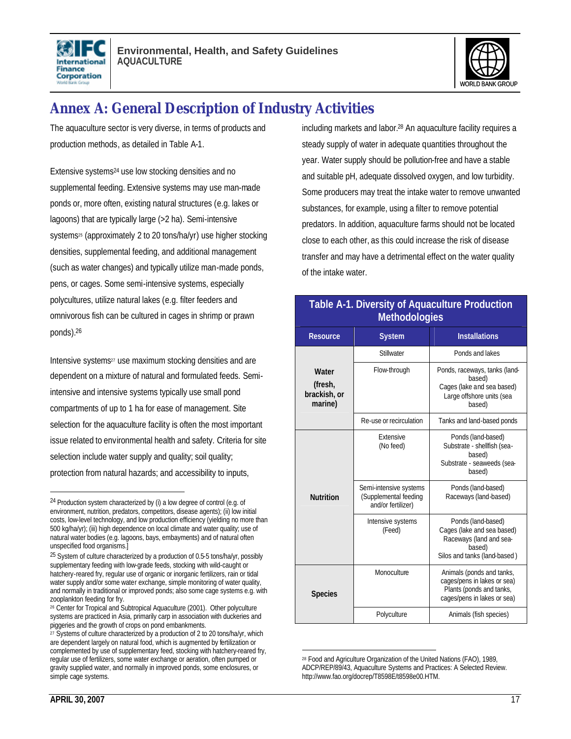# Annex A: General Description of Industry Activities

The aquaculture sector is very diverse, in terms of products and production methods, as detailed in Table A-1.

Extensive systems[24] use low stocking densities and no supplemental feeding. Extensive systems may use man-made ponds or, more often, existing natural structures (e.g. lakes or lagoons) that are typically large (>2 ha). Semi-intensive systems[25] (approximately 2 to 20 tons/ha/yr) use higher stocking densities, supplemental feeding, and additional management (such as water changes) and typically utilize man-made ponds, pens, or cages. Some semi-intensive systems, especially polycultures, utilize natural lakes (e.g. filter feeders and omnivorous fish can be cultured in cages in shrimp or prawn ponds).[26]

Intensive systems[27] use maximum stocking densities and are dependent on a mixture of natural and formulated feeds. Semi-intensive and intensive systems typically use small pond compartments of up to 1 ha for ease of management. Site selection for the aquaculture facility is often the most important issue related to environmental health and safety. Criteria for site selection include water supply and quality; soil quality; protection from natural hazards; and accessibility to inputs, including markets and labor.[28] An aquaculture facility requires a steady supply of water in adequate quantities throughout the year. Water supply should be pollution-free and have a stable and suitable pH, adequate dissolved oxygen, and low turbidity. Some producers may treat the intake water to remove unwanted substances, for example, using a filter to remove potential predators. In addition, aquaculture farms should not be located close to each other, as this could increase the risk of disease transfer and may have a detrimental effect on the water quality of the intake water.

**Table A-1. Diversity of Aquaculture Production Methodologies**

| Resource | System | Installations |
|---|---|---|
| **Water (fresh, brackish, or marine)** | Stillwater | Ponds and lakes |
| | Flow-through | Ponds, raceways, tanks (land-based)<br>Cages (lake and sea based)<br>Large offshore units (sea based) |
| | Re-use or recirculation | Tanks and land-based ponds |
| **Nutrition** | Extensive<br>(No feed) | Ponds (land-based)<br>Substrate - shellfish (sea-based)<br>Substrate - seaweeds (sea-based) |
| | Semi-intensive systems (Supplemental feeding and/or fertilizer) | Ponds (land-based)<br>Raceways (land-based) |
| | Intensive systems<br>(Feed) | Ponds (land-based)<br>Cages (lake and sea based)<br>Raceways (land and sea-based)<br>Silos and tanks (land-based ) |
| **Species** | Monoculture | Animals (ponds and tanks, cages/pens in lakes or sea)<br>Plants (ponds and tanks, cages/pens in lakes or sea) |
| | Polyculture | Animals (fish species) |

---

[24] Production system characterized by (i) a low degree of control (e.g. of environment, nutrition, predators, competitors, disease agents); (ii) low initial costs, low-level technology, and low production efficiency (yielding no more than 500 kg/ha/yr); (iii) high dependence on local climate and water quality; use of natural water bodies (e.g. lagoons, bays, embayments) and of natural often unspecified food organisms.]

[25] System of culture characterized by a production of 0.5-5 tons/ha/yr, possibly supplementary feeding with low-grade feeds, stocking with wild-caught or hatchery-reared fry, regular use of organic or inorganic fertilizers, rain or tidal water supply and/or some water exchange, simple monitoring of water quality, and normally in traditional or improved ponds; also some cage systems e.g. with zooplankton feeding for fry.

[26] Center for Tropical and Subtropical Aquaculture (2001). Other polyculture systems are practiced in Asia, primarily carp in association with duckeries and piggeries and the growth of crops on pond embankments.

[27] Systems of culture characterized by a production of 2 to 20 tons/ha/yr, which are dependent largely on natural food, which is augmented by fertilization or complemented by use of supplementary feed, stocking with hatchery-reared fry, regular use of fertilizers, some water exchange or aeration, often pumped or gravity supplied water, and normally in improved ponds, some enclosures, or simple cage systems.

[28] Food and Agriculture Organization of the United Nations (FAO), 1989, ADCP/REP/89/43, Aquaculture Systems and Practices: A Selected Review. http://www.fao.org/docrep/T8598E/t8598e00.HTM.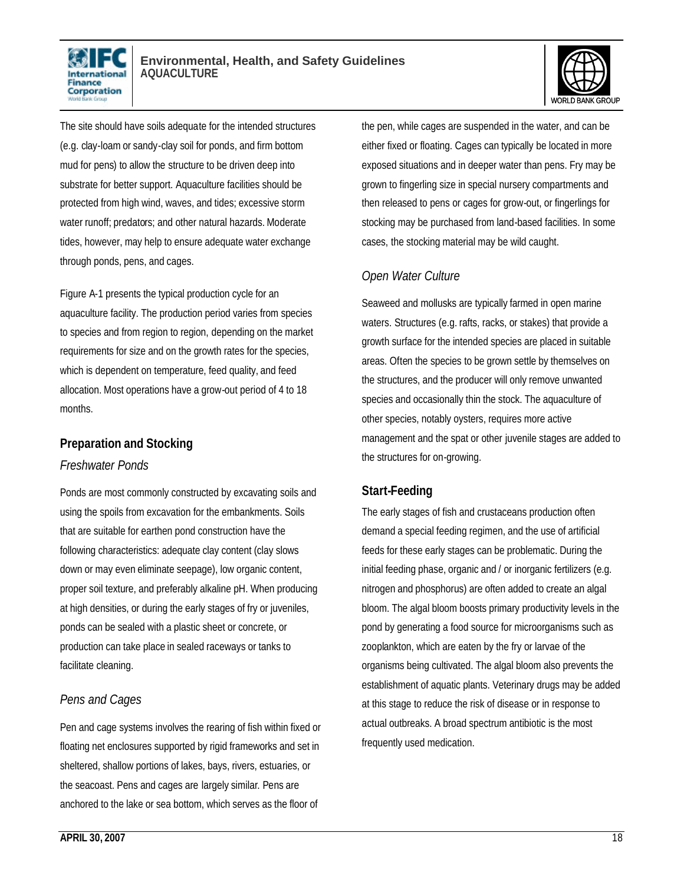The site should have soils adequate for the intended structures (e.g. clay-loam or sandy-clay soil for ponds, and firm bottom mud for pens) to allow the structure to be driven deep into substrate for better support. Aquaculture facilities should be protected from high wind, waves, and tides; excessive storm water runoff; predators; and other natural hazards. Moderate tides, however, may help to ensure adequate water exchange through ponds, pens, and cages.

Figure A-1 presents the typical production cycle for an aquaculture facility. The production period varies from species to species and from region to region, depending on the market requirements for size and on the growth rates for the species, which is dependent on temperature, feed quality, and feed allocation. Most operations have a grow-out period of 4 to 18 months.

## Preparation and Stocking

### *Freshwater Ponds*

Ponds are most commonly constructed by excavating soils and using the spoils from excavation for the embankments. Soils that are suitable for earthen pond construction have the following characteristics: adequate clay content (clay slows down or may even eliminate seepage), low organic content, proper soil texture, and preferably alkaline pH. When producing at high densities, or during the early stages of fry or juveniles, ponds can be sealed with a plastic sheet or concrete, or production can take place in sealed raceways or tanks to facilitate cleaning.

### *Pens and Cages*

Pen and cage systems involves the rearing of fish within fixed or floating net enclosures supported by rigid frameworks and set in sheltered, shallow portions of lakes, bays, rivers, estuaries, or the seacoast. Pens and cages are largely similar. Pens are anchored to the lake or sea bottom, which serves as the floor of the pen, while cages are suspended in the water, and can be either fixed or floating. Cages can typically be located in more exposed situations and in deeper water than pens. Fry may be grown to fingerling size in special nursery compartments and then released to pens or cages for grow-out, or fingerlings for stocking may be purchased from land-based facilities. In some cases, the stocking material may be wild caught.

### *Open Water Culture*

Seaweed and mollusks are typically farmed in open marine waters. Structures (e.g. rafts, racks, or stakes) that provide a growth surface for the intended species are placed in suitable areas. Often the species to be grown settle by themselves on the structures, and the producer will only remove unwanted species and occasionally thin the stock. The aquaculture of other species, notably oysters, requires more active management and the spat or other juvenile stages are added to the structures for on-growing.

## Start-Feeding

The early stages of fish and crustaceans production often demand a special feeding regimen, and the use of artificial feeds for these early stages can be problematic. During the initial feeding phase, organic and / or inorganic fertilizers (e.g. nitrogen and phosphorus) are often added to create an algal bloom. The algal bloom boosts primary productivity levels in the pond by generating a food source for microorganisms such as zooplankton, which are eaten by the fry or larvae of the organisms being cultivated. The algal bloom also prevents the establishment of aquatic plants. Veterinary drugs may be added at this stage to reduce the risk of disease or in response to actual outbreaks. A broad spectrum antibiotic is the most frequently used medication.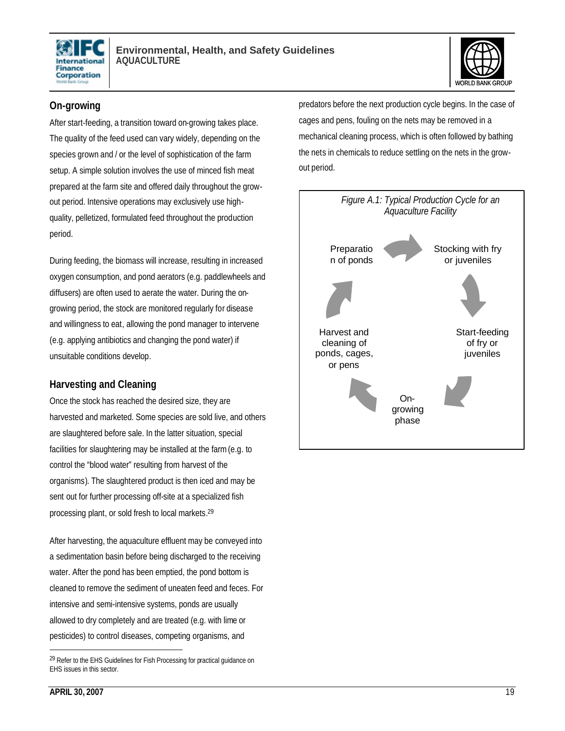## On-growing

After start-feeding, a transition toward on-growing takes place. The quality of the feed used can vary widely, depending on the species grown and / or the level of sophistication of the farm setup. A simple solution involves the use of minced fish meat prepared at the farm site and offered daily throughout the grow-out period. Intensive operations may exclusively use high-quality, pelletized, formulated feed throughout the production period.

During feeding, the biomass will increase, resulting in increased oxygen consumption, and pond aerators (e.g. paddlewheels and diffusers) are often used to aerate the water. During the on-growing period, the stock are monitored regularly for disease and willingness to eat, allowing the pond manager to intervene (e.g. applying antibiotics and changing the pond water) if unsuitable conditions develop.

## Harvesting and Cleaning

Once the stock has reached the desired size, they are harvested and marketed. Some species are sold live, and others are slaughtered before sale. In the latter situation, special facilities for slaughtering may be installed at the farm (e.g. to control the "blood water" resulting from harvest of the organisms). The slaughtered product is then iced and may be sent out for further processing off-site at a specialized fish processing plant, or sold fresh to local markets.[29]

After harvesting, the aquaculture effluent may be conveyed into a sedimentation basin before being discharged to the receiving water. After the pond has been emptied, the pond bottom is cleaned to remove the sediment of uneaten feed and feces. For intensive and semi-intensive systems, ponds are usually allowed to dry completely and are treated (e.g. with lime or pesticides) to control diseases, competing organisms, and predators before the next production cycle begins. In the case of cages and pens, fouling on the nets may be removed in a mechanical cleaning process, which is often followed by bathing the nets in chemicals to reduce settling on the nets in the grow-out period.

*Figure A.1: Typical Production Cycle for an Aquaculture Facility*

Preparation of ponds

Stocking with fry or juveniles

Start-feeding of fry or juveniles

On-growing phase

Harvest and cleaning of ponds, cages, or pens

---

[29] Refer to the EHS Guidelines for Fish Processing for practical guidance on EHS issues in this sector.